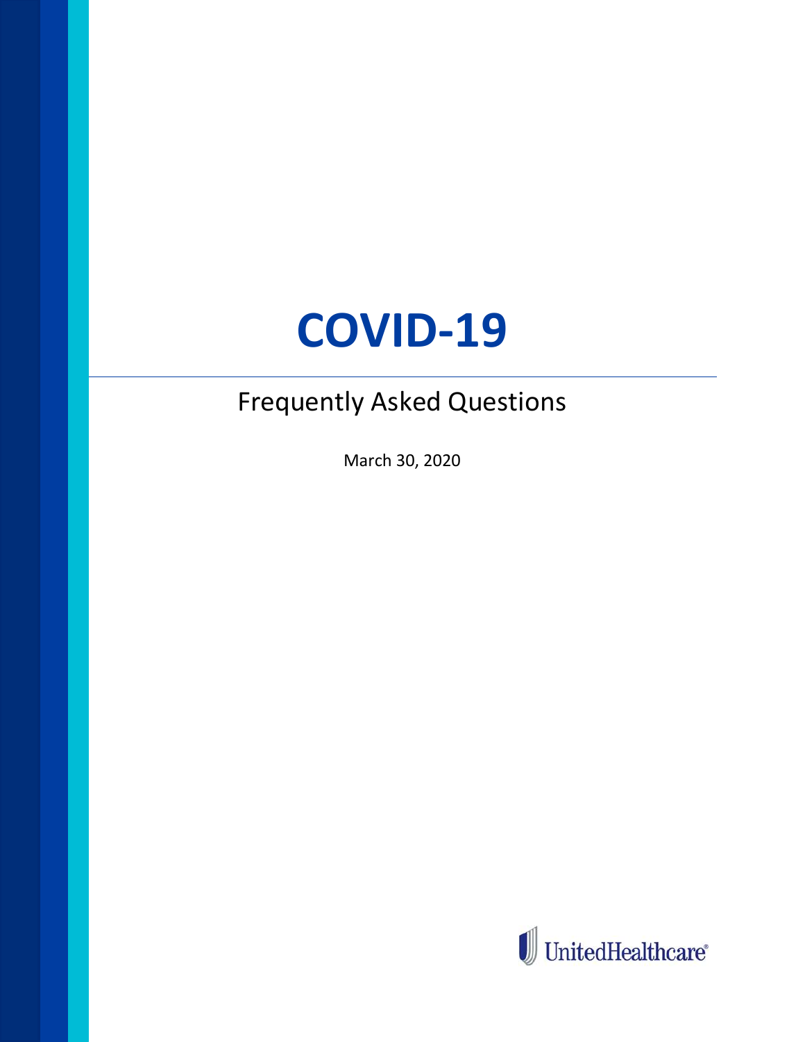# COVID-19

## Frequently Asked Questions

March 30, 2020

UnitedHealthcare®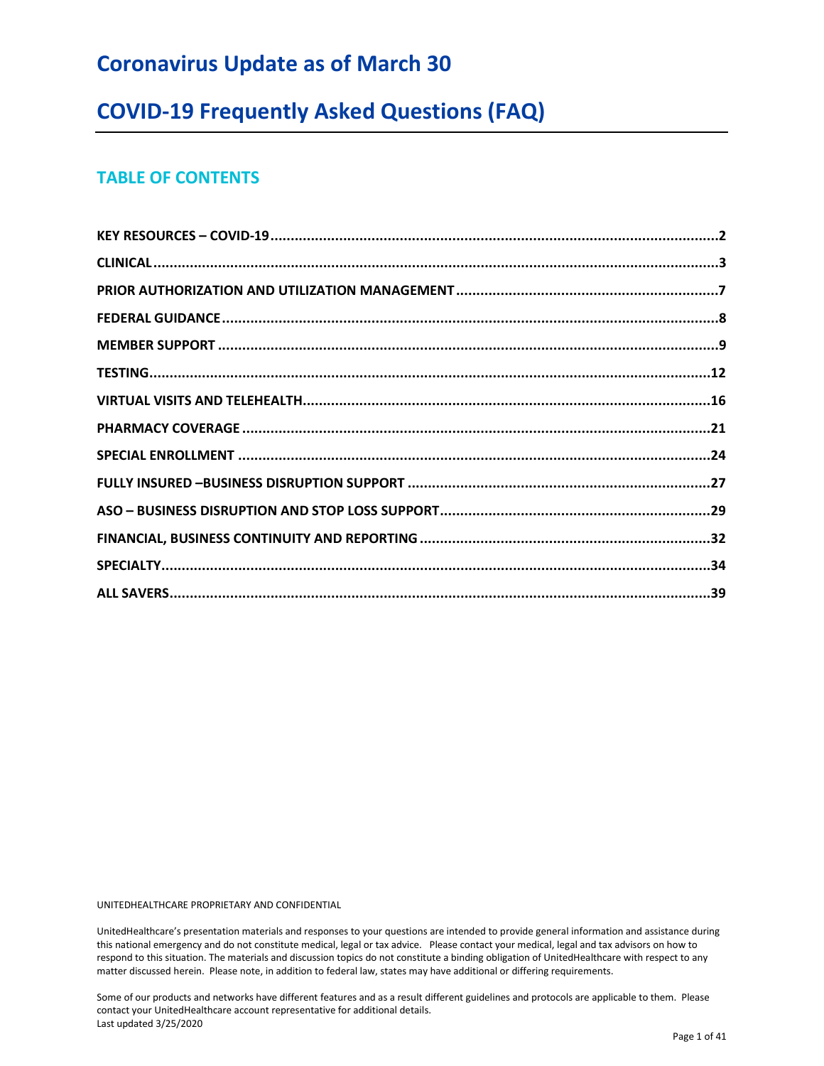# Coronavirus Update as of March 30

# COVID-19 Frequently Asked Questions (FAQ)

## TABLE OF CONTENTS

**KEY RESOURCES – COVID-19**......2
**CLINICAL**......3
**PRIOR AUTHORIZATION AND UTILIZATION MANAGEMENT**......7
**FEDERAL GUIDANCE**......8
**MEMBER SUPPORT**......9
**TESTING**......12
**VIRTUAL VISITS AND TELEHEALTH**......16
**PHARMACY COVERAGE**......21
**SPECIAL ENROLLMENT**......24
**FULLY INSURED –BUSINESS DISRUPTION SUPPORT**......27
**ASO – BUSINESS DISRUPTION AND STOP LOSS SUPPORT**......29
**FINANCIAL, BUSINESS CONTINUITY AND REPORTING**......32
**SPECIALTY**......34
**ALL SAVERS**......39

UNITEDHEALTHCARE PROPRIETARY AND CONFIDENTIAL

UnitedHealthcare's presentation materials and responses to your questions are intended to provide general information and assistance during this national emergency and do not constitute medical, legal or tax advice. Please contact your medical, legal and tax advisors on how to respond to this situation. The materials and discussion topics do not constitute a binding obligation of UnitedHealthcare with respect to any matter discussed herein. Please note, in addition to federal law, states may have additional or differing requirements.

Some of our products and networks have different features and as a result different guidelines and protocols are applicable to them. Please contact your UnitedHealthcare account representative for additional details.
Last updated 3/25/2020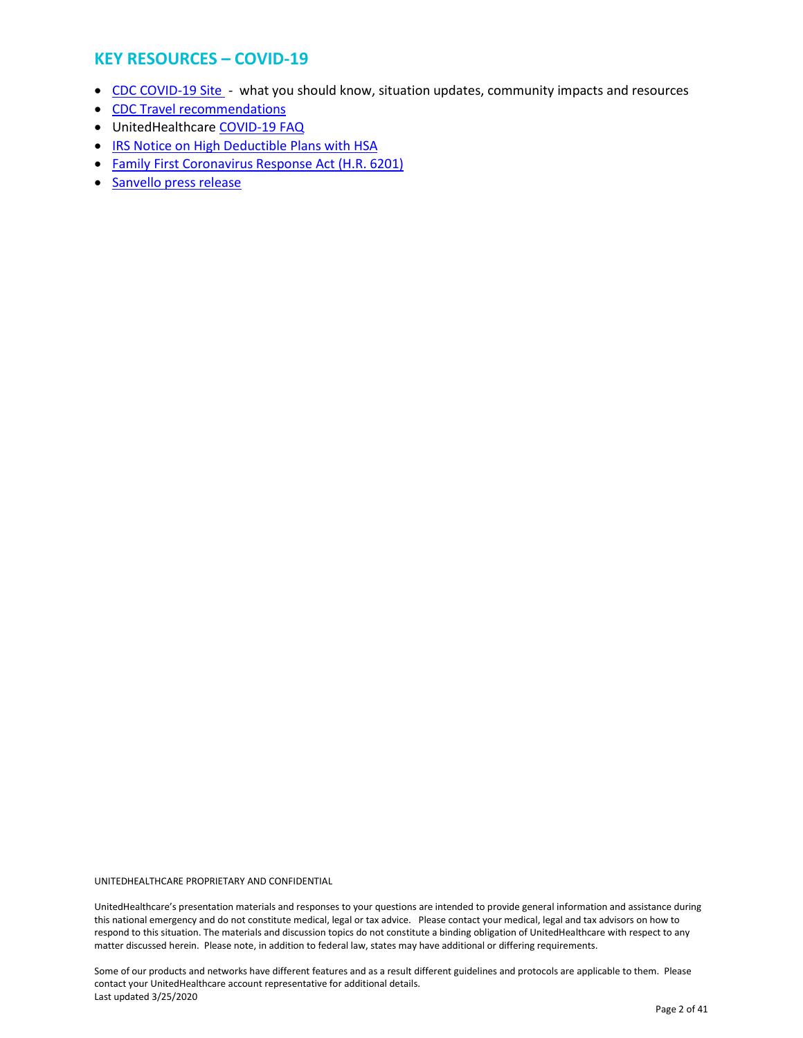## KEY RESOURCES – COVID-19

- CDC COVID-19 Site - what you should know, situation updates, community impacts and resources
- CDC Travel recommendations
- UnitedHealthcare COVID-19 FAQ
- IRS Notice on High Deductible Plans with HSA
- Family First Coronavirus Response Act (H.R. 6201)
- Sanvello press release

UNITEDHEALTHCARE PROPRIETARY AND CONFIDENTIAL

UnitedHealthcare's presentation materials and responses to your questions are intended to provide general information and assistance during this national emergency and do not constitute medical, legal or tax advice. Please contact your medical, legal and tax advisors on how to respond to this situation. The materials and discussion topics do not constitute a binding obligation of UnitedHealthcare with respect to any matter discussed herein. Please note, in addition to federal law, states may have additional or differing requirements.

Some of our products and networks have different features and as a result different guidelines and protocols are applicable to them. Please contact your UnitedHealthcare account representative for additional details.
Last updated 3/25/2020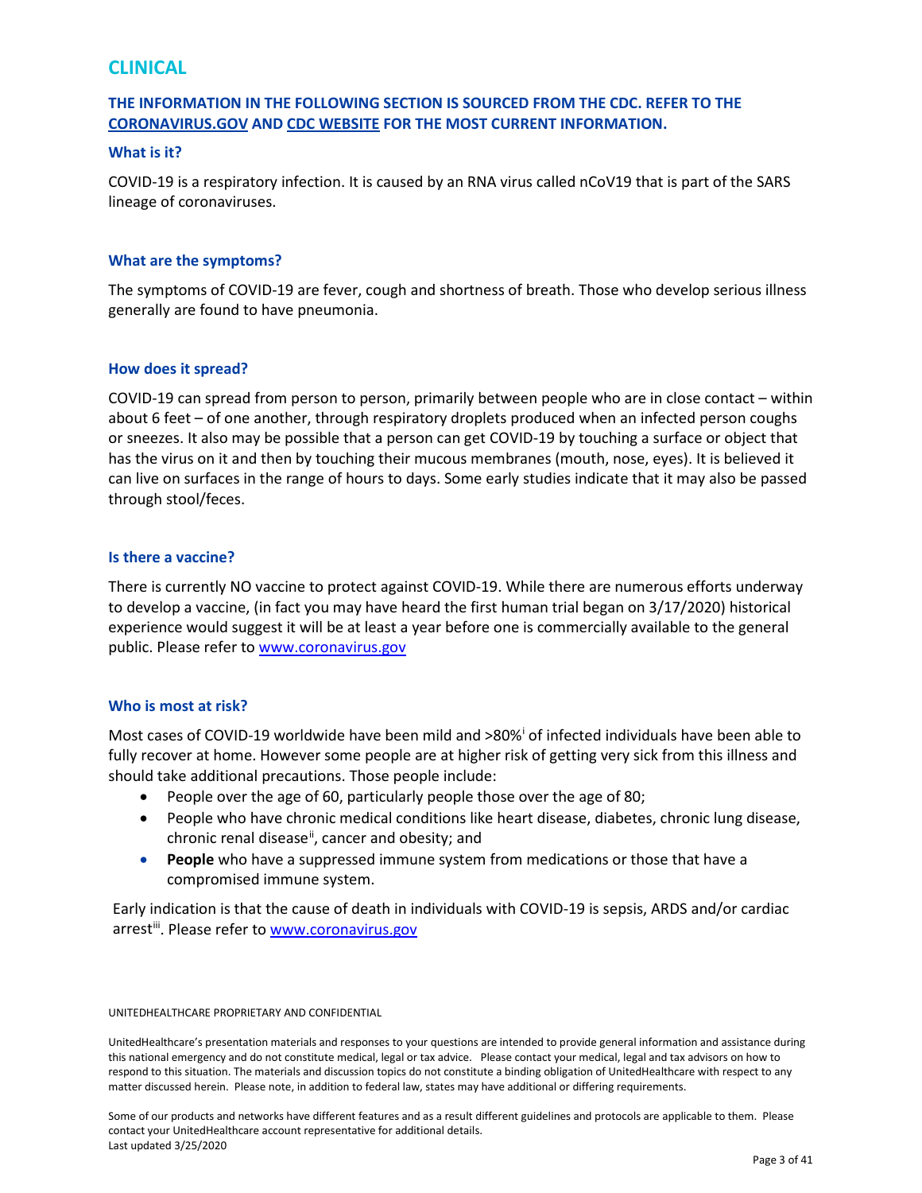## CLINICAL

**THE INFORMATION IN THE FOLLOWING SECTION IS SOURCED FROM THE CDC. REFER TO THE CORONAVIRUS.GOV AND CDC WEBSITE FOR THE MOST CURRENT INFORMATION.**

### What is it?

COVID-19 is a respiratory infection. It is caused by an RNA virus called nCoV19 that is part of the SARS lineage of coronaviruses.

### What are the symptoms?

The symptoms of COVID-19 are fever, cough and shortness of breath. Those who develop serious illness generally are found to have pneumonia.

### How does it spread?

COVID-19 can spread from person to person, primarily between people who are in close contact – within about 6 feet – of one another, through respiratory droplets produced when an infected person coughs or sneezes. It also may be possible that a person can get COVID-19 by touching a surface or object that has the virus on it and then by touching their mucous membranes (mouth, nose, eyes). It is believed it can live on surfaces in the range of hours to days. Some early studies indicate that it may also be passed through stool/feces.

### Is there a vaccine?

There is currently NO vaccine to protect against COVID-19. While there are numerous efforts underway to develop a vaccine, (in fact you may have heard the first human trial began on 3/17/2020) historical experience would suggest it will be at least a year before one is commercially available to the general public. Please refer to www.coronavirus.gov

### Who is most at risk?

Most cases of COVID-19 worldwide have been mild and >80%[i] of infected individuals have been able to fully recover at home. However some people are at higher risk of getting very sick from this illness and should take additional precautions. Those people include:

- People over the age of 60, particularly people those over the age of 80;
- People who have chronic medical conditions like heart disease, diabetes, chronic lung disease, chronic renal disease[ii], cancer and obesity; and
- **People** who have a suppressed immune system from medications or those that have a compromised immune system.

Early indication is that the cause of death in individuals with COVID-19 is sepsis, ARDS and/or cardiac arrest[iii]. Please refer to www.coronavirus.gov

UNITEDHEALTHCARE PROPRIETARY AND CONFIDENTIAL

UnitedHealthcare's presentation materials and responses to your questions are intended to provide general information and assistance during this national emergency and do not constitute medical, legal or tax advice. Please contact your medical, legal and tax advisors on how to respond to this situation. The materials and discussion topics do not constitute a binding obligation of UnitedHealthcare with respect to any matter discussed herein. Please note, in addition to federal law, states may have additional or differing requirements.

Some of our products and networks have different features and as a result different guidelines and protocols are applicable to them. Please contact your UnitedHealthcare account representative for additional details.
Last updated 3/25/2020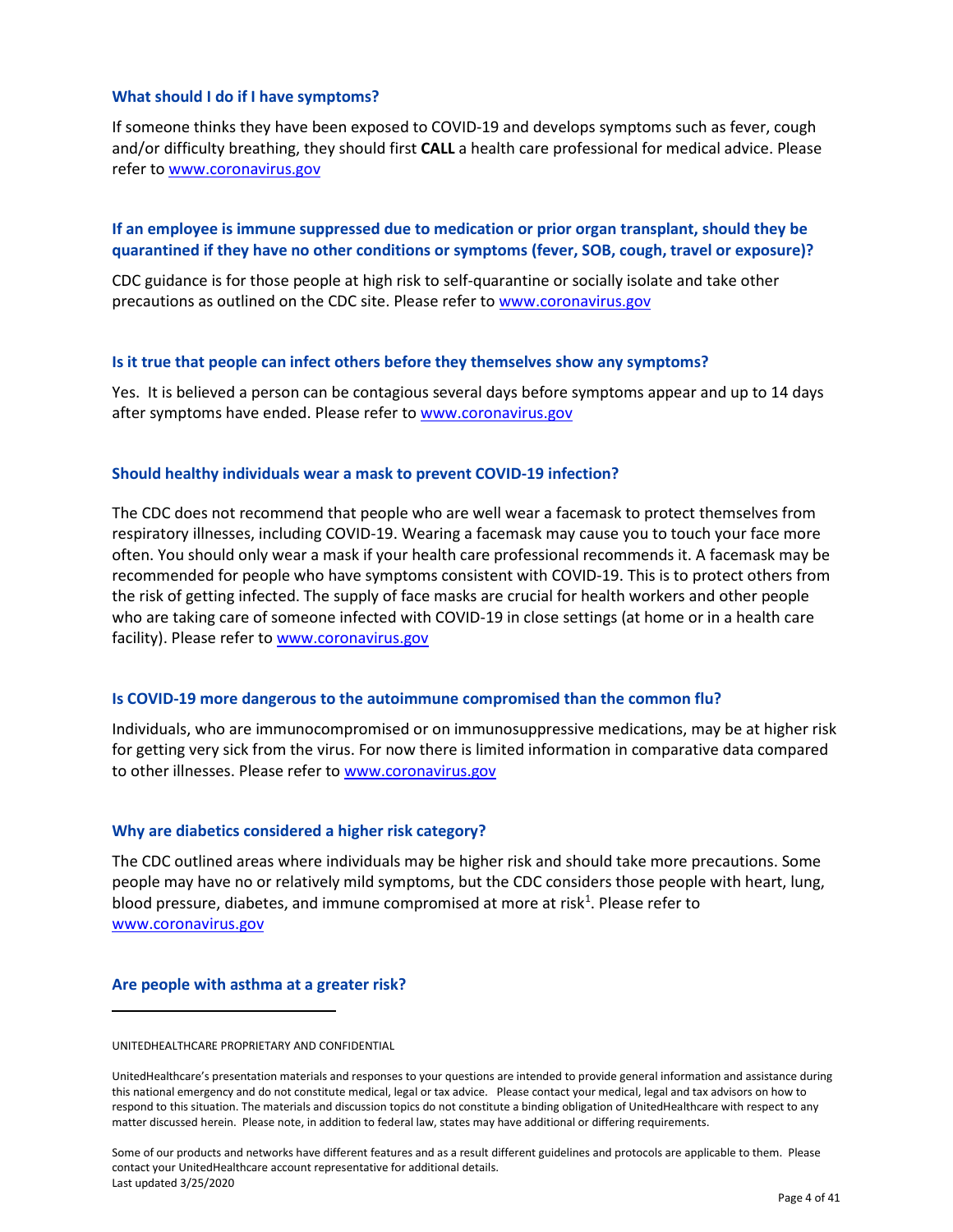### What should I do if I have symptoms?

If someone thinks they have been exposed to COVID-19 and develops symptoms such as fever, cough and/or difficulty breathing, they should first **CALL** a health care professional for medical advice. Please refer to [www.coronavirus.gov](http://www.coronavirus.gov)

### If an employee is immune suppressed due to medication or prior organ transplant, should they be quarantined if they have no other conditions or symptoms (fever, SOB, cough, travel or exposure)?

CDC guidance is for those people at high risk to self-quarantine or socially isolate and take other precautions as outlined on the CDC site. Please refer to [www.coronavirus.gov](http://www.coronavirus.gov)

### Is it true that people can infect others before they themselves show any symptoms?

Yes. It is believed a person can be contagious several days before symptoms appear and up to 14 days after symptoms have ended. Please refer to [www.coronavirus.gov](http://www.coronavirus.gov)

### Should healthy individuals wear a mask to prevent COVID-19 infection?

The CDC does not recommend that people who are well wear a facemask to protect themselves from respiratory illnesses, including COVID-19. Wearing a facemask may cause you to touch your face more often. You should only wear a mask if your health care professional recommends it. A facemask may be recommended for people who have symptoms consistent with COVID-19. This is to protect others from the risk of getting infected. The supply of face masks are crucial for health workers and other people who are taking care of someone infected with COVID-19 in close settings (at home or in a health care facility). Please refer to [www.coronavirus.gov](http://www.coronavirus.gov)

### Is COVID-19 more dangerous to the autoimmune compromised than the common flu?

Individuals, who are immunocompromised or on immunosuppressive medications, may be at higher risk for getting very sick from the virus. For now there is limited information in comparative data compared to other illnesses. Please refer to [www.coronavirus.gov](http://www.coronavirus.gov)

### Why are diabetics considered a higher risk category?

The CDC outlined areas where individuals may be higher risk and should take more precautions. Some people may have no or relatively mild symptoms, but the CDC considers those people with heart, lung, blood pressure, diabetes, and immune compromised at more at risk[1]. Please refer to [www.coronavirus.gov](http://www.coronavirus.gov)

### Are people with asthma at a greater risk?

UNITEDHEALTHCARE PROPRIETARY AND CONFIDENTIAL

UnitedHealthcare's presentation materials and responses to your questions are intended to provide general information and assistance during this national emergency and do not constitute medical, legal or tax advice. Please contact your medical, legal and tax advisors on how to respond to this situation. The materials and discussion topics do not constitute a binding obligation of UnitedHealthcare with respect to any matter discussed herein. Please note, in addition to federal law, states may have additional or differing requirements.

Some of our products and networks have different features and as a result different guidelines and protocols are applicable to them. Please contact your UnitedHealthcare account representative for additional details.
Last updated 3/25/2020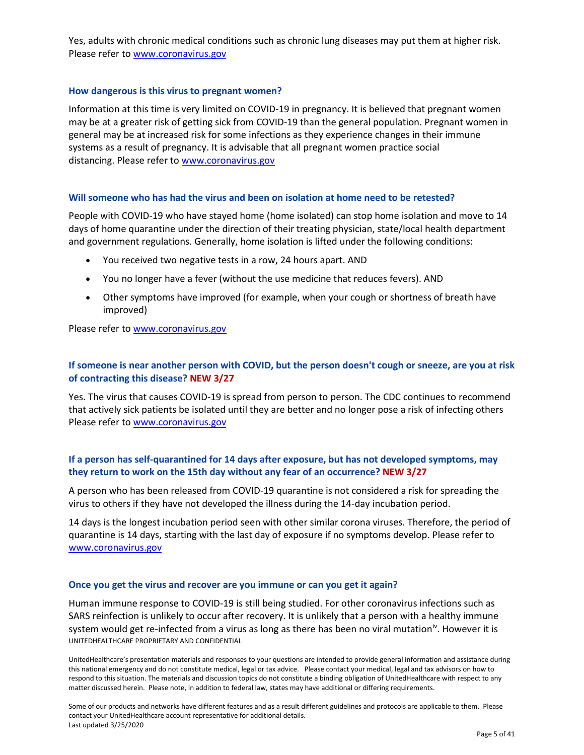Yes, adults with chronic medical conditions such as chronic lung diseases may put them at higher risk. Please refer to www.coronavirus.gov

### How dangerous is this virus to pregnant women?

Information at this time is very limited on COVID-19 in pregnancy. It is believed that pregnant women may be at a greater risk of getting sick from COVID-19 than the general population. Pregnant women in general may be at increased risk for some infections as they experience changes in their immune systems as a result of pregnancy. It is advisable that all pregnant women practice social distancing. Please refer to www.coronavirus.gov

### Will someone who has had the virus and been on isolation at home need to be retested?

People with COVID-19 who have stayed home (home isolated) can stop home isolation and move to 14 days of home quarantine under the direction of their treating physician, state/local health department and government regulations. Generally, home isolation is lifted under the following conditions:

- You received two negative tests in a row, 24 hours apart. AND
- You no longer have a fever (without the use medicine that reduces fevers). AND
- Other symptoms have improved (for example, when your cough or shortness of breath have improved)

Please refer to www.coronavirus.gov

### If someone is near another person with COVID, but the person doesn't cough or sneeze, are you at risk of contracting this disease? NEW 3/27

Yes. The virus that causes COVID-19 is spread from person to person. The CDC continues to recommend that actively sick patients be isolated until they are better and no longer pose a risk of infecting others Please refer to www.coronavirus.gov

### If a person has self-quarantined for 14 days after exposure, but has not developed symptoms, may they return to work on the 15th day without any fear of an occurrence? NEW 3/27

A person who has been released from COVID-19 quarantine is not considered a risk for spreading the virus to others if they have not developed the illness during the 14-day incubation period.

14 days is the longest incubation period seen with other similar corona viruses. Therefore, the period of quarantine is 14 days, starting with the last day of exposure if no symptoms develop. Please refer to www.coronavirus.gov

### Once you get the virus and recover are you immune or can you get it again?

Human immune response to COVID-19 is still being studied. For other coronavirus infections such as SARS reinfection is unlikely to occur after recovery. It is unlikely that a person with a healthy immune system would get re-infected from a virus as long as there has been no viral mutation[iv]. However it is

UNITEDHEALTHCARE PROPRIETARY AND CONFIDENTIAL

UnitedHealthcare's presentation materials and responses to your questions are intended to provide general information and assistance during this national emergency and do not constitute medical, legal or tax advice. Please contact your medical, legal and tax advisors on how to respond to this situation. The materials and discussion topics do not constitute a binding obligation of UnitedHealthcare with respect to any matter discussed herein. Please note, in addition to federal law, states may have additional or differing requirements.

Some of our products and networks have different features and as a result different guidelines and protocols are applicable to them. Please contact your UnitedHealthcare account representative for additional details.
Last updated 3/25/2020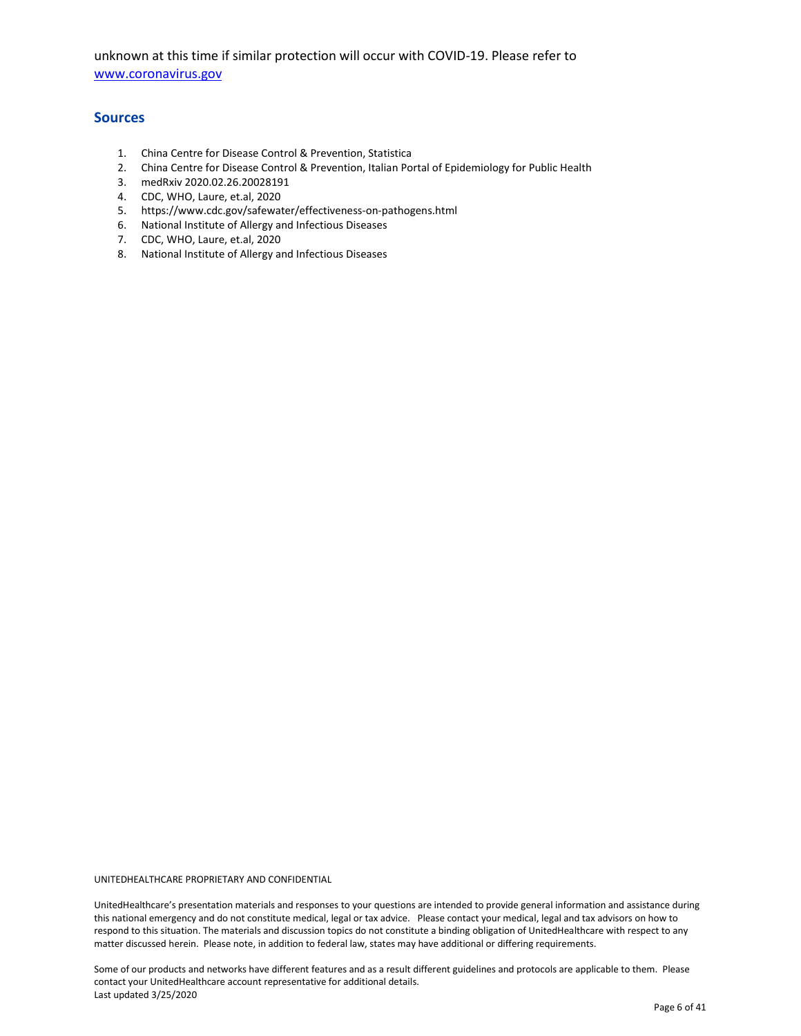unknown at this time if similar protection will occur with COVID-19. Please refer to [www.coronavirus.gov](http://www.coronavirus.gov)

## Sources

1. China Centre for Disease Control & Prevention, Statistica
2. China Centre for Disease Control & Prevention, Italian Portal of Epidemiology for Public Health
3. medRxiv 2020.02.26.20028191
4. CDC, WHO, Laure, et.al, 2020
5. https://www.cdc.gov/safewater/effectiveness-on-pathogens.html
6. National Institute of Allergy and Infectious Diseases
7. CDC, WHO, Laure, et.al, 2020
8. National Institute of Allergy and Infectious Diseases

UNITEDHEALTHCARE PROPRIETARY AND CONFIDENTIAL

UnitedHealthcare's presentation materials and responses to your questions are intended to provide general information and assistance during this national emergency and do not constitute medical, legal or tax advice. Please contact your medical, legal and tax advisors on how to respond to this situation. The materials and discussion topics do not constitute a binding obligation of UnitedHealthcare with respect to any matter discussed herein. Please note, in addition to federal law, states may have additional or differing requirements.

Some of our products and networks have different features and as a result different guidelines and protocols are applicable to them. Please contact your UnitedHealthcare account representative for additional details.
Last updated 3/25/2020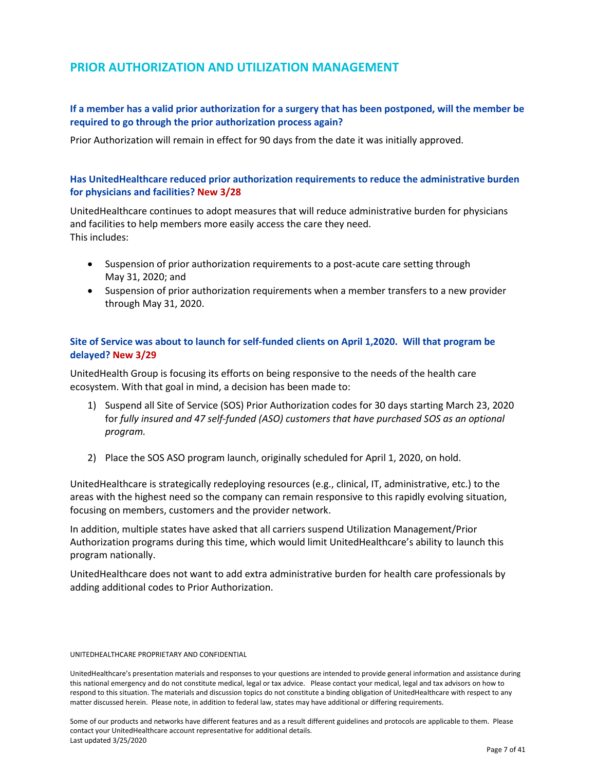## PRIOR AUTHORIZATION AND UTILIZATION MANAGEMENT

### If a member has a valid prior authorization for a surgery that has been postponed, will the member be required to go through the prior authorization process again?

Prior Authorization will remain in effect for 90 days from the date it was initially approved.

### Has UnitedHealthcare reduced prior authorization requirements to reduce the administrative burden for physicians and facilities? New 3/28

UnitedHealthcare continues to adopt measures that will reduce administrative burden for physicians and facilities to help members more easily access the care they need.
This includes:

- Suspension of prior authorization requirements to a post-acute care setting through May 31, 2020; and
- Suspension of prior authorization requirements when a member transfers to a new provider through May 31, 2020.

### Site of Service was about to launch for self-funded clients on April 1,2020. Will that program be delayed? New 3/29

UnitedHealth Group is focusing its efforts on being responsive to the needs of the health care ecosystem. With that goal in mind, a decision has been made to:

1) Suspend all Site of Service (SOS) Prior Authorization codes for 30 days starting March 23, 2020 for *fully insured and 47 self-funded (ASO) customers that have purchased SOS as an optional program.*

2) Place the SOS ASO program launch, originally scheduled for April 1, 2020, on hold.

UnitedHealthcare is strategically redeploying resources (e.g., clinical, IT, administrative, etc.) to the areas with the highest need so the company can remain responsive to this rapidly evolving situation, focusing on members, customers and the provider network.

In addition, multiple states have asked that all carriers suspend Utilization Management/Prior Authorization programs during this time, which would limit UnitedHealthcare's ability to launch this program nationally.

UnitedHealthcare does not want to add extra administrative burden for health care professionals by adding additional codes to Prior Authorization.

UNITEDHEALTHCARE PROPRIETARY AND CONFIDENTIAL

UnitedHealthcare's presentation materials and responses to your questions are intended to provide general information and assistance during this national emergency and do not constitute medical, legal or tax advice. Please contact your medical, legal and tax advisors on how to respond to this situation. The materials and discussion topics do not constitute a binding obligation of UnitedHealthcare with respect to any matter discussed herein. Please note, in addition to federal law, states may have additional or differing requirements.

Some of our products and networks have different features and as a result different guidelines and protocols are applicable to them. Please contact your UnitedHealthcare account representative for additional details.
Last updated 3/25/2020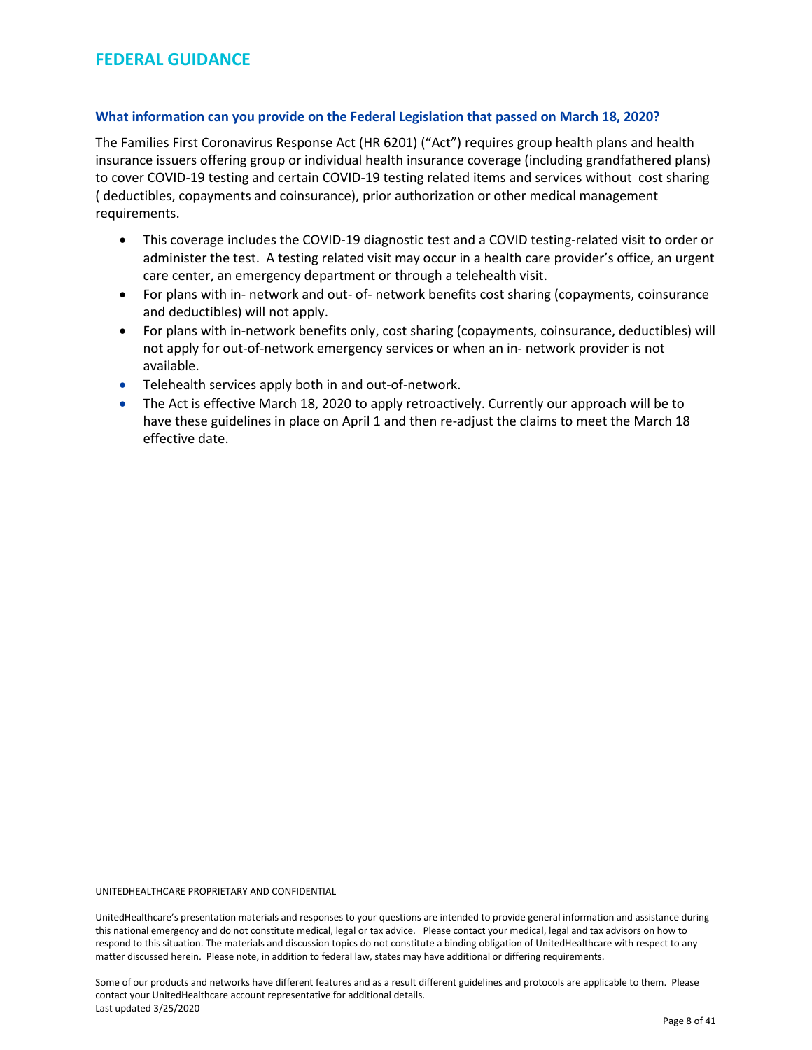# FEDERAL GUIDANCE

### What information can you provide on the Federal Legislation that passed on March 18, 2020?

The Families First Coronavirus Response Act (HR 6201) ("Act") requires group health plans and health insurance issuers offering group or individual health insurance coverage (including grandfathered plans) to cover COVID-19 testing and certain COVID-19 testing related items and services without cost sharing ( deductibles, copayments and coinsurance), prior authorization or other medical management requirements.

- This coverage includes the COVID-19 diagnostic test and a COVID testing-related visit to order or administer the test. A testing related visit may occur in a health care provider's office, an urgent care center, an emergency department or through a telehealth visit.
- For plans with in- network and out- of- network benefits cost sharing (copayments, coinsurance and deductibles) will not apply.
- For plans with in-network benefits only, cost sharing (copayments, coinsurance, deductibles) will not apply for out-of-network emergency services or when an in- network provider is not available.
- Telehealth services apply both in and out-of-network.
- The Act is effective March 18, 2020 to apply retroactively. Currently our approach will be to have these guidelines in place on April 1 and then re-adjust the claims to meet the March 18 effective date.

UNITEDHEALTHCARE PROPRIETARY AND CONFIDENTIAL

UnitedHealthcare's presentation materials and responses to your questions are intended to provide general information and assistance during this national emergency and do not constitute medical, legal or tax advice. Please contact your medical, legal and tax advisors on how to respond to this situation. The materials and discussion topics do not constitute a binding obligation of UnitedHealthcare with respect to any matter discussed herein. Please note, in addition to federal law, states may have additional or differing requirements.

Some of our products and networks have different features and as a result different guidelines and protocols are applicable to them. Please contact your UnitedHealthcare account representative for additional details.
Last updated 3/25/2020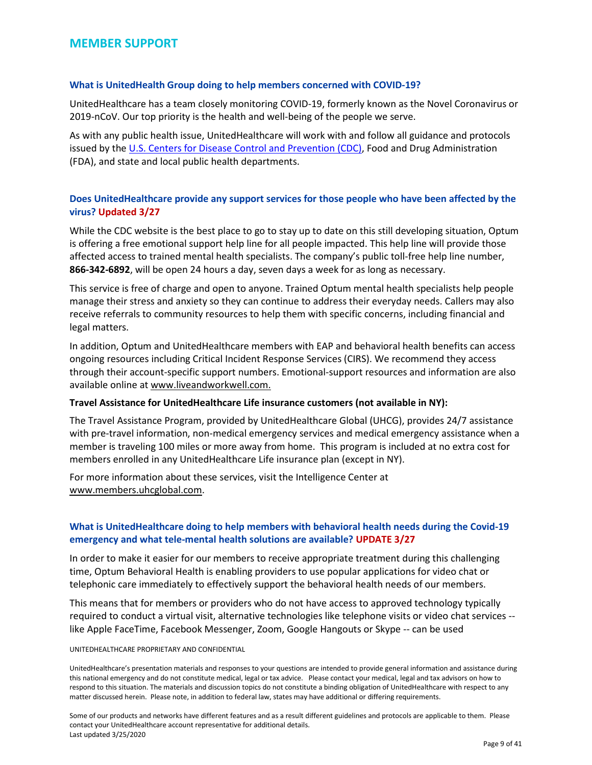# MEMBER SUPPORT

### What is UnitedHealth Group doing to help members concerned with COVID-19?

UnitedHealthcare has a team closely monitoring COVID-19, formerly known as the Novel Coronavirus or 2019-nCoV. Our top priority is the health and well-being of the people we serve.

As with any public health issue, UnitedHealthcare will work with and follow all guidance and protocols issued by the U.S. Centers for Disease Control and Prevention (CDC), Food and Drug Administration (FDA), and state and local public health departments.

### Does UnitedHealthcare provide any support services for those people who have been affected by the virus? Updated 3/27

While the CDC website is the best place to go to stay up to date on this still developing situation, Optum is offering a free emotional support help line for all people impacted. This help line will provide those affected access to trained mental health specialists. The company's public toll-free help line number, **866-342-6892**, will be open 24 hours a day, seven days a week for as long as necessary.

This service is free of charge and open to anyone. Trained Optum mental health specialists help people manage their stress and anxiety so they can continue to address their everyday needs. Callers may also receive referrals to community resources to help them with specific concerns, including financial and legal matters.

In addition, Optum and UnitedHealthcare members with EAP and behavioral health benefits can access ongoing resources including Critical Incident Response Services (CIRS). We recommend they access through their account-specific support numbers. Emotional-support resources and information are also available online at www.liveandworkwell.com.

**Travel Assistance for UnitedHealthcare Life insurance customers (not available in NY):**

The Travel Assistance Program, provided by UnitedHealthcare Global (UHCG), provides 24/7 assistance with pre-travel information, non-medical emergency services and medical emergency assistance when a member is traveling 100 miles or more away from home. This program is included at no extra cost for members enrolled in any UnitedHealthcare Life insurance plan (except in NY).

For more information about these services, visit the Intelligence Center at www.members.uhcglobal.com.

### What is UnitedHealthcare doing to help members with behavioral health needs during the Covid-19 emergency and what tele-mental health solutions are available? UPDATE 3/27

In order to make it easier for our members to receive appropriate treatment during this challenging time, Optum Behavioral Health is enabling providers to use popular applications for video chat or telephonic care immediately to effectively support the behavioral health needs of our members.

This means that for members or providers who do not have access to approved technology typically required to conduct a virtual visit, alternative technologies like telephone visits or video chat services -- like Apple FaceTime, Facebook Messenger, Zoom, Google Hangouts or Skype -- can be used

UNITEDHEALTHCARE PROPRIETARY AND CONFIDENTIAL

UnitedHealthcare's presentation materials and responses to your questions are intended to provide general information and assistance during this national emergency and do not constitute medical, legal or tax advice. Please contact your medical, legal and tax advisors on how to respond to this situation. The materials and discussion topics do not constitute a binding obligation of UnitedHealthcare with respect to any matter discussed herein. Please note, in addition to federal law, states may have additional or differing requirements.

Some of our products and networks have different features and as a result different guidelines and protocols are applicable to them. Please contact your UnitedHealthcare account representative for additional details.
Last updated 3/25/2020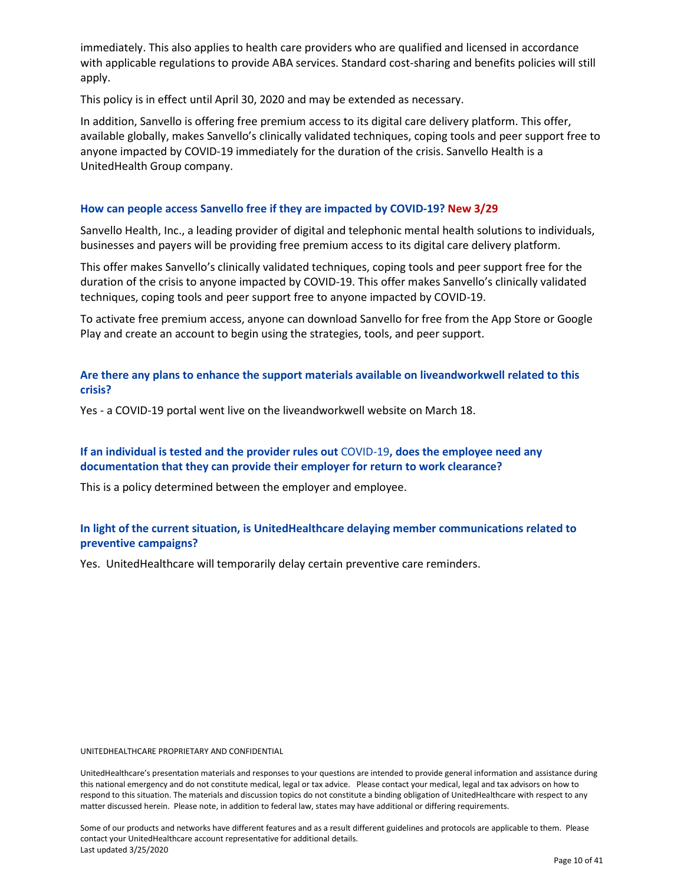immediately. This also applies to health care providers who are qualified and licensed in accordance with applicable regulations to provide ABA services. Standard cost-sharing and benefits policies will still apply.

This policy is in effect until April 30, 2020 and may be extended as necessary.

In addition, Sanvello is offering free premium access to its digital care delivery platform. This offer, available globally, makes Sanvello's clinically validated techniques, coping tools and peer support free to anyone impacted by COVID-19 immediately for the duration of the crisis. Sanvello Health is a UnitedHealth Group company.

### How can people access Sanvello free if they are impacted by COVID-19? New 3/29

Sanvello Health, Inc., a leading provider of digital and telephonic mental health solutions to individuals, businesses and payers will be providing free premium access to its digital care delivery platform.

This offer makes Sanvello's clinically validated techniques, coping tools and peer support free for the duration of the crisis to anyone impacted by COVID-19. This offer makes Sanvello's clinically validated techniques, coping tools and peer support free to anyone impacted by COVID-19.

To activate free premium access, anyone can download Sanvello for free from the App Store or Google Play and create an account to begin using the strategies, tools, and peer support.

### Are there any plans to enhance the support materials available on liveandworkwell related to this crisis?

Yes - a COVID-19 portal went live on the liveandworkwell website on March 18.

### If an individual is tested and the provider rules out COVID-19, does the employee need any documentation that they can provide their employer for return to work clearance?

This is a policy determined between the employer and employee.

### In light of the current situation, is UnitedHealthcare delaying member communications related to preventive campaigns?

Yes. UnitedHealthcare will temporarily delay certain preventive care reminders.

UNITEDHEALTHCARE PROPRIETARY AND CONFIDENTIAL

UnitedHealthcare's presentation materials and responses to your questions are intended to provide general information and assistance during this national emergency and do not constitute medical, legal or tax advice. Please contact your medical, legal and tax advisors on how to respond to this situation. The materials and discussion topics do not constitute a binding obligation of UnitedHealthcare with respect to any matter discussed herein. Please note, in addition to federal law, states may have additional or differing requirements.

Some of our products and networks have different features and as a result different guidelines and protocols are applicable to them. Please contact your UnitedHealthcare account representative for additional details.
Last updated 3/25/2020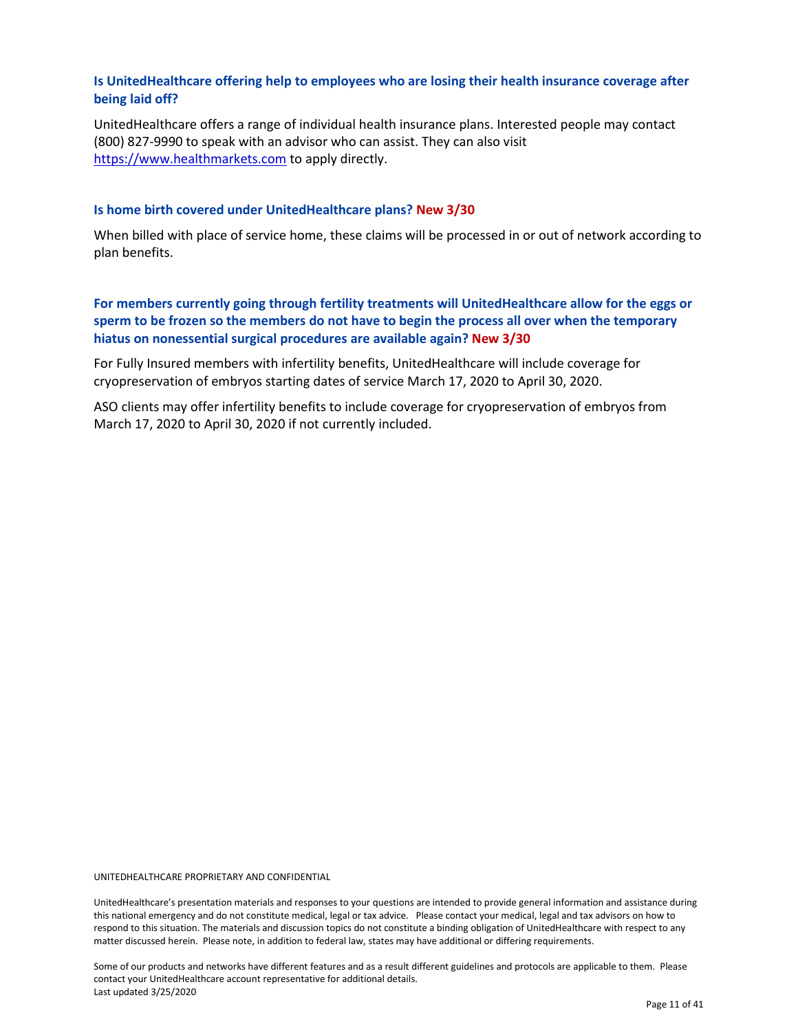### Is UnitedHealthcare offering help to employees who are losing their health insurance coverage after being laid off?

UnitedHealthcare offers a range of individual health insurance plans. Interested people may contact (800) 827-9990 to speak with an advisor who can assist. They can also visit [https://www.healthmarkets.com](https://www.healthmarkets.com) to apply directly.

### Is home birth covered under UnitedHealthcare plans? New 3/30

When billed with place of service home, these claims will be processed in or out of network according to plan benefits.

### For members currently going through fertility treatments will UnitedHealthcare allow for the eggs or sperm to be frozen so the members do not have to begin the process all over when the temporary hiatus on nonessential surgical procedures are available again? New 3/30

For Fully Insured members with infertility benefits, UnitedHealthcare will include coverage for cryopreservation of embryos starting dates of service March 17, 2020 to April 30, 2020.

ASO clients may offer infertility benefits to include coverage for cryopreservation of embryos from March 17, 2020 to April 30, 2020 if not currently included.

UNITEDHEALTHCARE PROPRIETARY AND CONFIDENTIAL

UnitedHealthcare's presentation materials and responses to your questions are intended to provide general information and assistance during this national emergency and do not constitute medical, legal or tax advice. Please contact your medical, legal and tax advisors on how to respond to this situation. The materials and discussion topics do not constitute a binding obligation of UnitedHealthcare with respect to any matter discussed herein. Please note, in addition to federal law, states may have additional or differing requirements.

Some of our products and networks have different features and as a result different guidelines and protocols are applicable to them. Please contact your UnitedHealthcare account representative for additional details.
Last updated 3/25/2020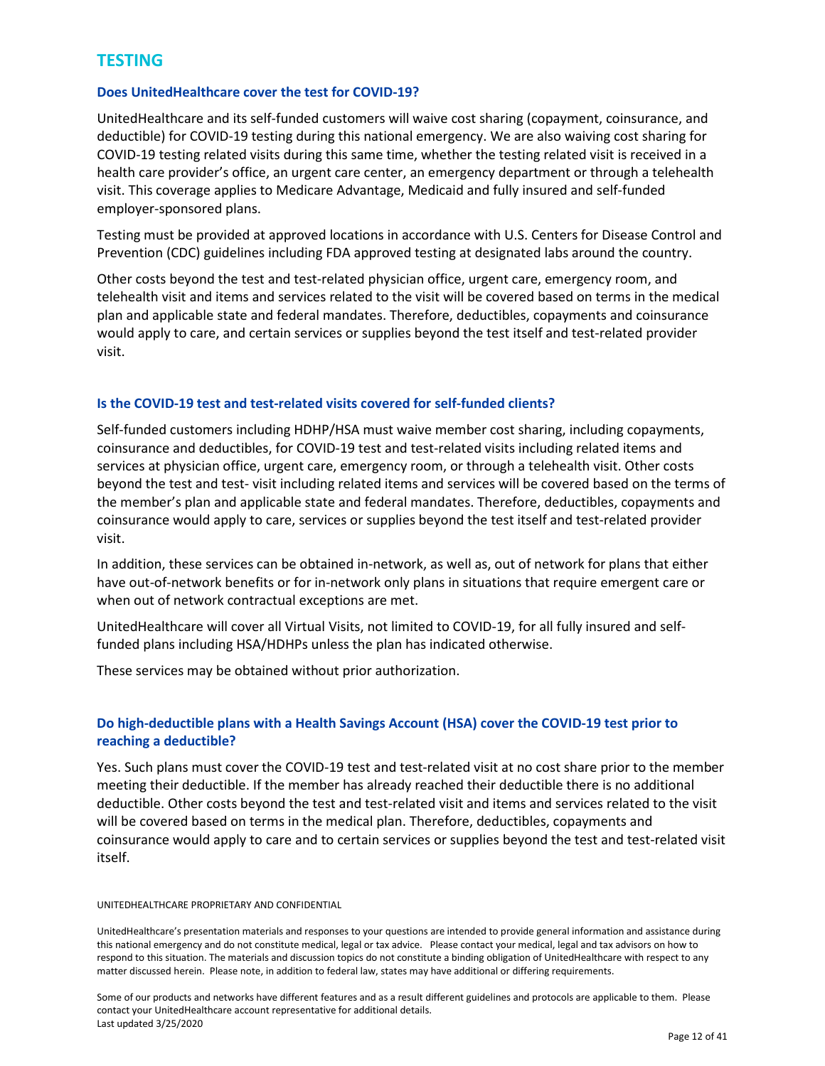## TESTING

### Does UnitedHealthcare cover the test for COVID-19?

UnitedHealthcare and its self-funded customers will waive cost sharing (copayment, coinsurance, and deductible) for COVID-19 testing during this national emergency. We are also waiving cost sharing for COVID-19 testing related visits during this same time, whether the testing related visit is received in a health care provider's office, an urgent care center, an emergency department or through a telehealth visit. This coverage applies to Medicare Advantage, Medicaid and fully insured and self-funded employer-sponsored plans.

Testing must be provided at approved locations in accordance with U.S. Centers for Disease Control and Prevention (CDC) guidelines including FDA approved testing at designated labs around the country.

Other costs beyond the test and test-related physician office, urgent care, emergency room, and telehealth visit and items and services related to the visit will be covered based on terms in the medical plan and applicable state and federal mandates. Therefore, deductibles, copayments and coinsurance would apply to care, and certain services or supplies beyond the test itself and test-related provider visit.

### Is the COVID-19 test and test-related visits covered for self-funded clients?

Self-funded customers including HDHP/HSA must waive member cost sharing, including copayments, coinsurance and deductibles, for COVID-19 test and test-related visits including related items and services at physician office, urgent care, emergency room, or through a telehealth visit. Other costs beyond the test and test- visit including related items and services will be covered based on the terms of the member's plan and applicable state and federal mandates. Therefore, deductibles, copayments and coinsurance would apply to care, services or supplies beyond the test itself and test-related provider visit.

In addition, these services can be obtained in-network, as well as, out of network for plans that either have out-of-network benefits or for in-network only plans in situations that require emergent care or when out of network contractual exceptions are met.

UnitedHealthcare will cover all Virtual Visits, not limited to COVID-19, for all fully insured and self-funded plans including HSA/HDHPs unless the plan has indicated otherwise.

These services may be obtained without prior authorization.

### Do high-deductible plans with a Health Savings Account (HSA) cover the COVID-19 test prior to reaching a deductible?

Yes. Such plans must cover the COVID-19 test and test-related visit at no cost share prior to the member meeting their deductible. If the member has already reached their deductible there is no additional deductible. Other costs beyond the test and test-related visit and items and services related to the visit will be covered based on terms in the medical plan. Therefore, deductibles, copayments and coinsurance would apply to care and to certain services or supplies beyond the test and test-related visit itself.

UNITEDHEALTHCARE PROPRIETARY AND CONFIDENTIAL

UnitedHealthcare's presentation materials and responses to your questions are intended to provide general information and assistance during this national emergency and do not constitute medical, legal or tax advice. Please contact your medical, legal and tax advisors on how to respond to this situation. The materials and discussion topics do not constitute a binding obligation of UnitedHealthcare with respect to any matter discussed herein. Please note, in addition to federal law, states may have additional or differing requirements.

Some of our products and networks have different features and as a result different guidelines and protocols are applicable to them. Please contact your UnitedHealthcare account representative for additional details.
Last updated 3/25/2020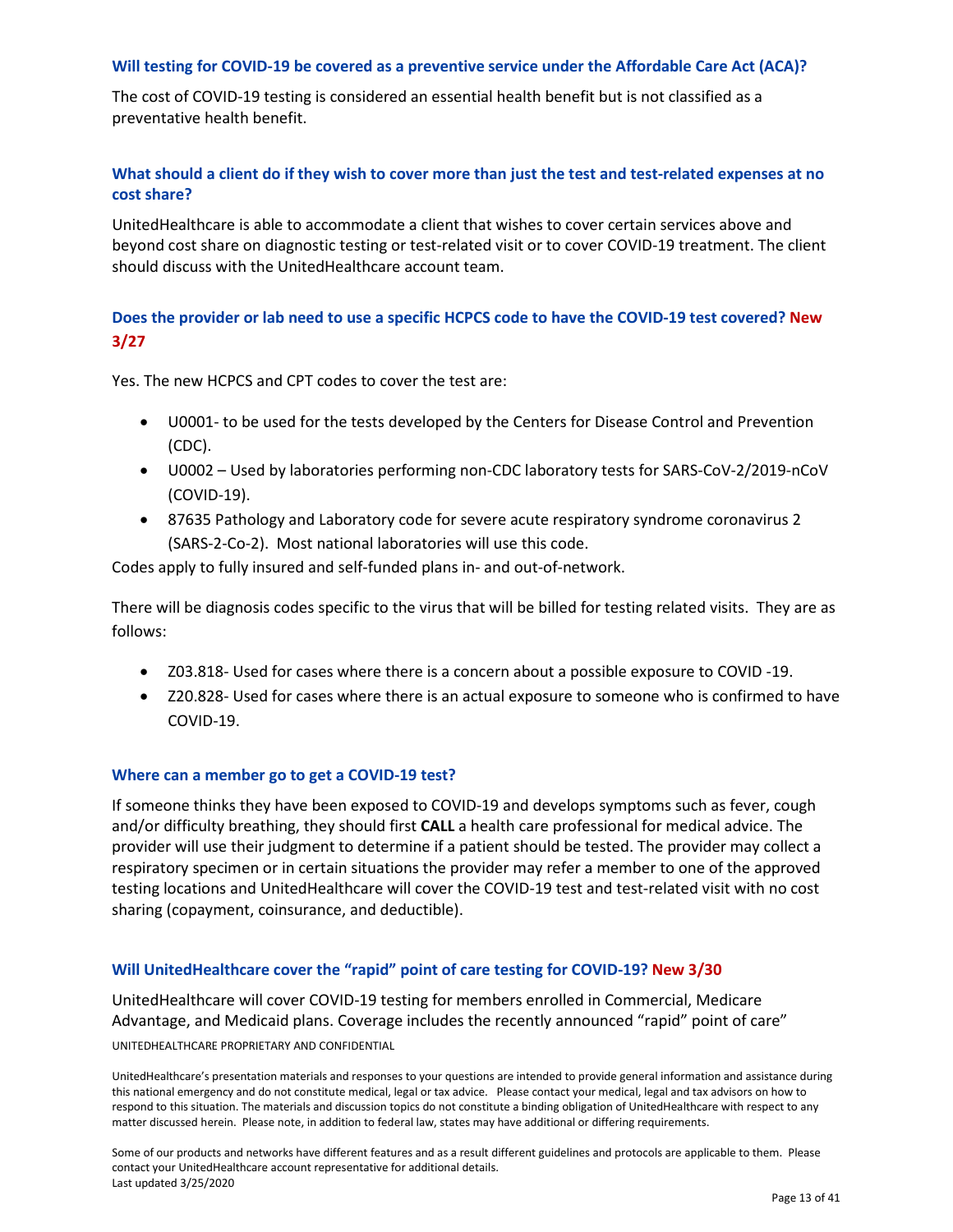### Will testing for COVID-19 be covered as a preventive service under the Affordable Care Act (ACA)?

The cost of COVID-19 testing is considered an essential health benefit but is not classified as a preventative health benefit.

### What should a client do if they wish to cover more than just the test and test-related expenses at no cost share?

UnitedHealthcare is able to accommodate a client that wishes to cover certain services above and beyond cost share on diagnostic testing or test-related visit or to cover COVID-19 treatment. The client should discuss with the UnitedHealthcare account team.

### Does the provider or lab need to use a specific HCPCS code to have the COVID-19 test covered? New 3/27

Yes. The new HCPCS and CPT codes to cover the test are:

- U0001- to be used for the tests developed by the Centers for Disease Control and Prevention (CDC).
- U0002 – Used by laboratories performing non-CDC laboratory tests for SARS-CoV-2/2019-nCoV (COVID-19).
- 87635 Pathology and Laboratory code for severe acute respiratory syndrome coronavirus 2 (SARS-2-Co-2). Most national laboratories will use this code.

Codes apply to fully insured and self-funded plans in- and out-of-network.

There will be diagnosis codes specific to the virus that will be billed for testing related visits. They are as follows:

- Z03.818- Used for cases where there is a concern about a possible exposure to COVID -19.
- Z20.828- Used for cases where there is an actual exposure to someone who is confirmed to have COVID-19.

### Where can a member go to get a COVID-19 test?

If someone thinks they have been exposed to COVID-19 and develops symptoms such as fever, cough and/or difficulty breathing, they should first **CALL** a health care professional for medical advice. The provider will use their judgment to determine if a patient should be tested. The provider may collect a respiratory specimen or in certain situations the provider may refer a member to one of the approved testing locations and UnitedHealthcare will cover the COVID-19 test and test-related visit with no cost sharing (copayment, coinsurance, and deductible).

### Will UnitedHealthcare cover the "rapid" point of care testing for COVID-19? New 3/30

UnitedHealthcare will cover COVID-19 testing for members enrolled in Commercial, Medicare Advantage, and Medicaid plans. Coverage includes the recently announced "rapid" point of care"

UNITEDHEALTHCARE PROPRIETARY AND CONFIDENTIAL

UnitedHealthcare's presentation materials and responses to your questions are intended to provide general information and assistance during this national emergency and do not constitute medical, legal or tax advice. Please contact your medical, legal and tax advisors on how to respond to this situation. The materials and discussion topics do not constitute a binding obligation of UnitedHealthcare with respect to any matter discussed herein. Please note, in addition to federal law, states may have additional or differing requirements.

Some of our products and networks have different features and as a result different guidelines and protocols are applicable to them. Please contact your UnitedHealthcare account representative for additional details.
Last updated 3/25/2020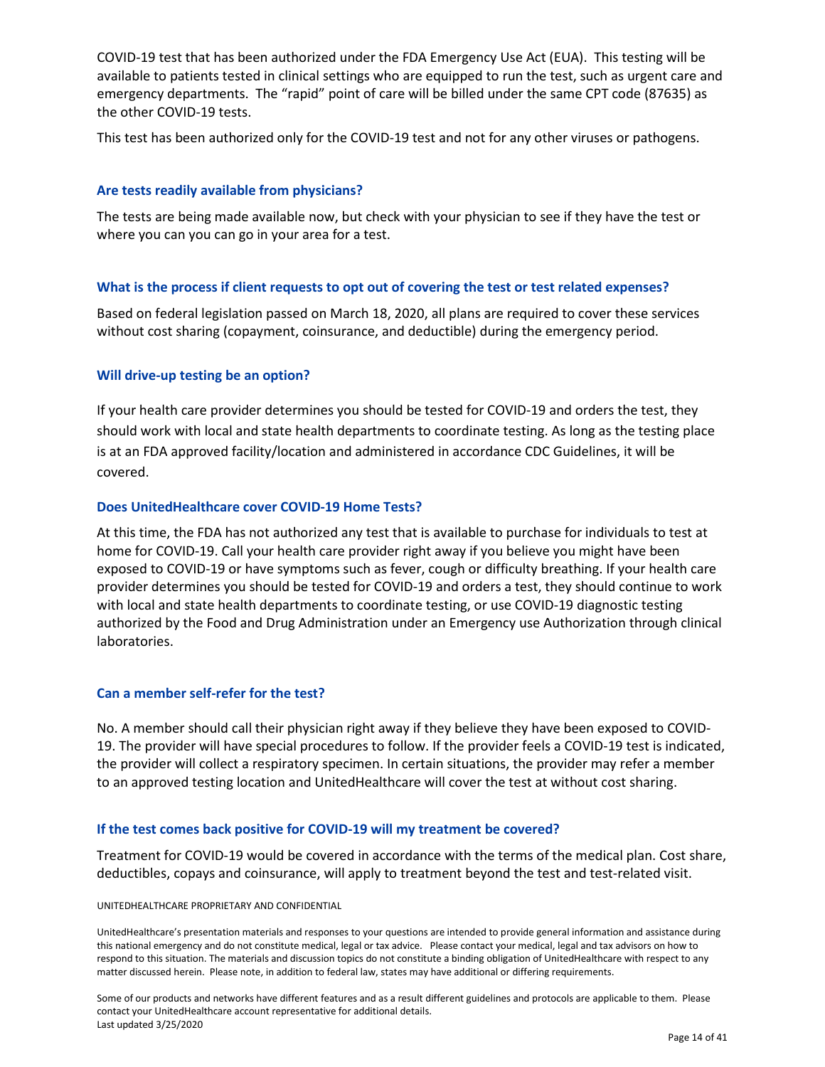COVID-19 test that has been authorized under the FDA Emergency Use Act (EUA). This testing will be available to patients tested in clinical settings who are equipped to run the test, such as urgent care and emergency departments. The "rapid" point of care will be billed under the same CPT code (87635) as the other COVID-19 tests.

This test has been authorized only for the COVID-19 test and not for any other viruses or pathogens.

### Are tests readily available from physicians?

The tests are being made available now, but check with your physician to see if they have the test or where you can you can go in your area for a test.

### What is the process if client requests to opt out of covering the test or test related expenses?

Based on federal legislation passed on March 18, 2020, all plans are required to cover these services without cost sharing (copayment, coinsurance, and deductible) during the emergency period.

### Will drive-up testing be an option?

If your health care provider determines you should be tested for COVID-19 and orders the test, they should work with local and state health departments to coordinate testing. As long as the testing place is at an FDA approved facility/location and administered in accordance CDC Guidelines, it will be covered.

### Does UnitedHealthcare cover COVID-19 Home Tests?

At this time, the FDA has not authorized any test that is available to purchase for individuals to test at home for COVID-19. Call your health care provider right away if you believe you might have been exposed to COVID-19 or have symptoms such as fever, cough or difficulty breathing. If your health care provider determines you should be tested for COVID-19 and orders a test, they should continue to work with local and state health departments to coordinate testing, or use COVID-19 diagnostic testing authorized by the Food and Drug Administration under an Emergency use Authorization through clinical laboratories.

### Can a member self-refer for the test?

No. A member should call their physician right away if they believe they have been exposed to COVID-19. The provider will have special procedures to follow. If the provider feels a COVID-19 test is indicated, the provider will collect a respiratory specimen. In certain situations, the provider may refer a member to an approved testing location and UnitedHealthcare will cover the test at without cost sharing.

### If the test comes back positive for COVID-19 will my treatment be covered?

Treatment for COVID-19 would be covered in accordance with the terms of the medical plan. Cost share, deductibles, copays and coinsurance, will apply to treatment beyond the test and test-related visit.

UNITEDHEALTHCARE PROPRIETARY AND CONFIDENTIAL

UnitedHealthcare's presentation materials and responses to your questions are intended to provide general information and assistance during this national emergency and do not constitute medical, legal or tax advice. Please contact your medical, legal and tax advisors on how to respond to this situation. The materials and discussion topics do not constitute a binding obligation of UnitedHealthcare with respect to any matter discussed herein. Please note, in addition to federal law, states may have additional or differing requirements.

Some of our products and networks have different features and as a result different guidelines and protocols are applicable to them. Please contact your UnitedHealthcare account representative for additional details.
Last updated 3/25/2020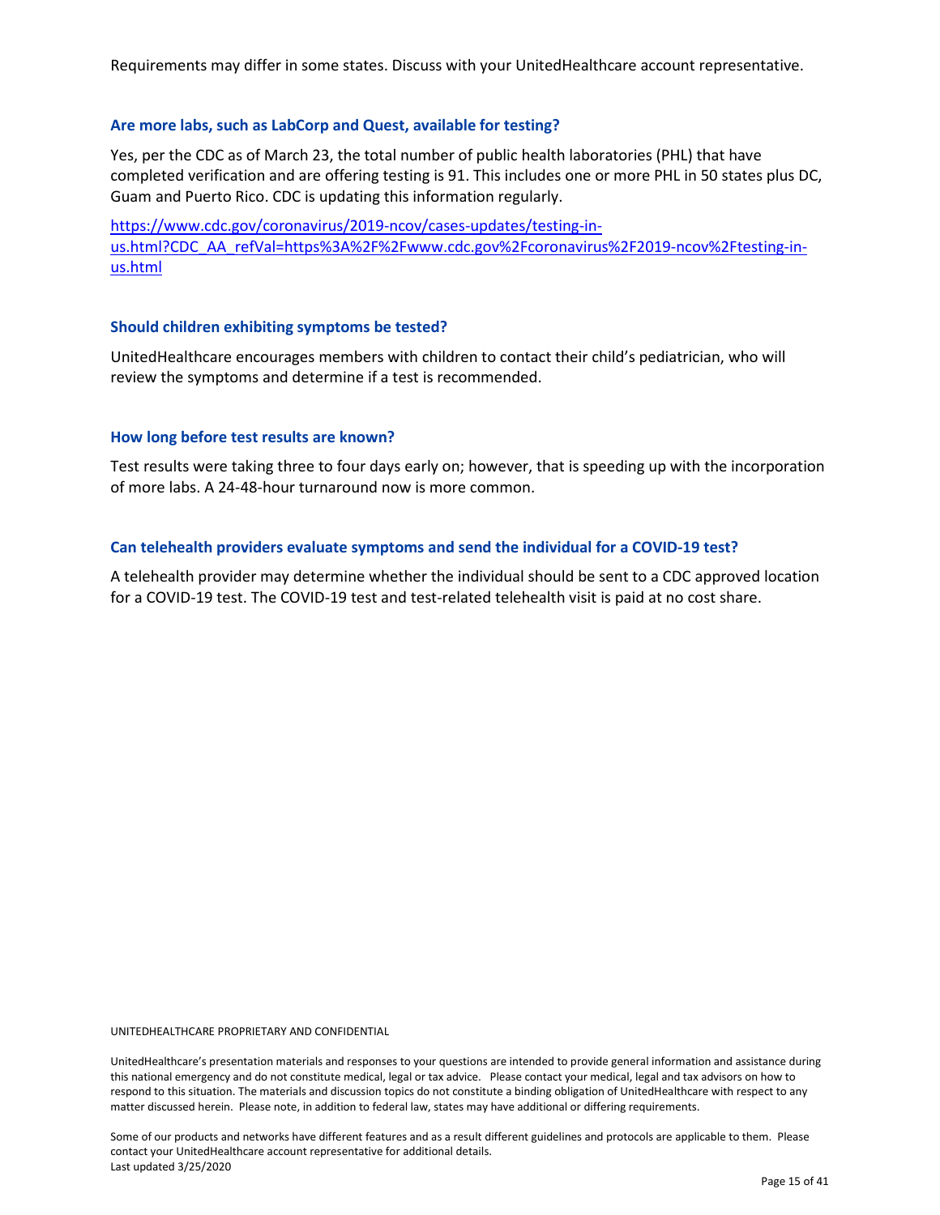Requirements may differ in some states. Discuss with your UnitedHealthcare account representative.

### Are more labs, such as LabCorp and Quest, available for testing?

Yes, per the CDC as of March 23, the total number of public health laboratories (PHL) that have completed verification and are offering testing is 91. This includes one or more PHL in 50 states plus DC, Guam and Puerto Rico. CDC is updating this information regularly.

https://www.cdc.gov/coronavirus/2019-ncov/cases-updates/testing-in-us.html?CDC_AA_refVal=https%3A%2F%2Fwww.cdc.gov%2Fcoronavirus%2F2019-ncov%2Ftesting-in-us.html

### Should children exhibiting symptoms be tested?

UnitedHealthcare encourages members with children to contact their child's pediatrician, who will review the symptoms and determine if a test is recommended.

### How long before test results are known?

Test results were taking three to four days early on; however, that is speeding up with the incorporation of more labs. A 24-48-hour turnaround now is more common.

### Can telehealth providers evaluate symptoms and send the individual for a COVID-19 test?

A telehealth provider may determine whether the individual should be sent to a CDC approved location for a COVID-19 test. The COVID-19 test and test-related telehealth visit is paid at no cost share.

UNITEDHEALTHCARE PROPRIETARY AND CONFIDENTIAL

UnitedHealthcare's presentation materials and responses to your questions are intended to provide general information and assistance during this national emergency and do not constitute medical, legal or tax advice. Please contact your medical, legal and tax advisors on how to respond to this situation. The materials and discussion topics do not constitute a binding obligation of UnitedHealthcare with respect to any matter discussed herein. Please note, in addition to federal law, states may have additional or differing requirements.

Some of our products and networks have different features and as a result different guidelines and protocols are applicable to them. Please contact your UnitedHealthcare account representative for additional details.
Last updated 3/25/2020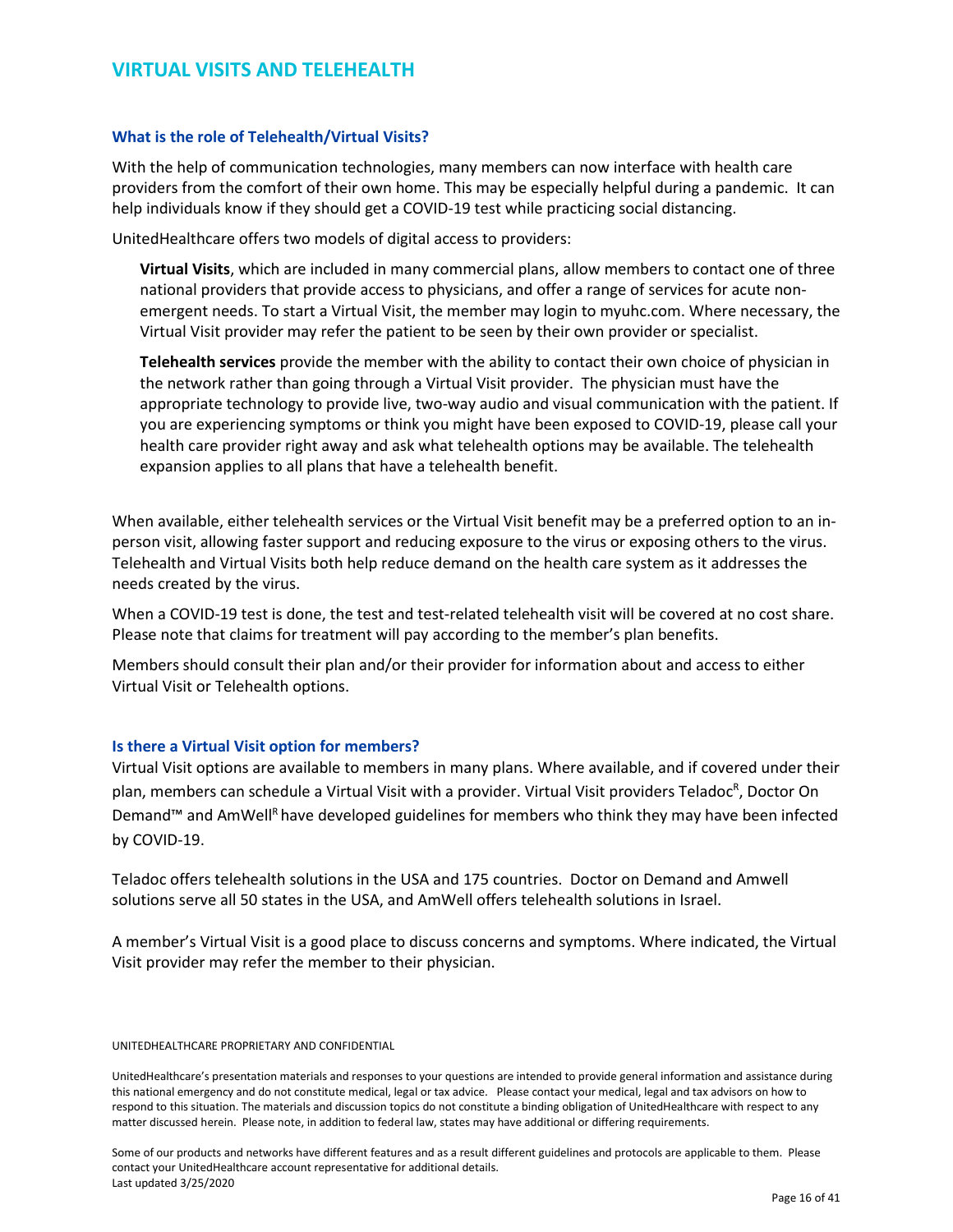## VIRTUAL VISITS AND TELEHEALTH

### What is the role of Telehealth/Virtual Visits?

With the help of communication technologies, many members can now interface with health care providers from the comfort of their own home. This may be especially helpful during a pandemic. It can help individuals know if they should get a COVID-19 test while practicing social distancing.

UnitedHealthcare offers two models of digital access to providers:

> **Virtual Visits**, which are included in many commercial plans, allow members to contact one of three national providers that provide access to physicians, and offer a range of services for acute non-emergent needs. To start a Virtual Visit, the member may login to myuhc.com. Where necessary, the Virtual Visit provider may refer the patient to be seen by their own provider or specialist.
>
> **Telehealth services** provide the member with the ability to contact their own choice of physician in the network rather than going through a Virtual Visit provider. The physician must have the appropriate technology to provide live, two-way audio and visual communication with the patient. If you are experiencing symptoms or think you might have been exposed to COVID-19, please call your health care provider right away and ask what telehealth options may be available. The telehealth expansion applies to all plans that have a telehealth benefit.

When available, either telehealth services or the Virtual Visit benefit may be a preferred option to an in-person visit, allowing faster support and reducing exposure to the virus or exposing others to the virus. Telehealth and Virtual Visits both help reduce demand on the health care system as it addresses the needs created by the virus.

When a COVID-19 test is done, the test and test-related telehealth visit will be covered at no cost share. Please note that claims for treatment will pay according to the member's plan benefits.

Members should consult their plan and/or their provider for information about and access to either Virtual Visit or Telehealth options.

### Is there a Virtual Visit option for members?

Virtual Visit options are available to members in many plans. Where available, and if covered under their plan, members can schedule a Virtual Visit with a provider. Virtual Visit providers Teladoc®, Doctor On Demand™ and AmWell® have developed guidelines for members who think they may have been infected by COVID-19.

Teladoc offers telehealth solutions in the USA and 175 countries. Doctor on Demand and Amwell solutions serve all 50 states in the USA, and AmWell offers telehealth solutions in Israel.

A member's Virtual Visit is a good place to discuss concerns and symptoms. Where indicated, the Virtual Visit provider may refer the member to their physician.

UNITEDHEALTHCARE PROPRIETARY AND CONFIDENTIAL

UnitedHealthcare's presentation materials and responses to your questions are intended to provide general information and assistance during this national emergency and do not constitute medical, legal or tax advice. Please contact your medical, legal and tax advisors on how to respond to this situation. The materials and discussion topics do not constitute a binding obligation of UnitedHealthcare with respect to any matter discussed herein. Please note, in addition to federal law, states may have additional or differing requirements.

Some of our products and networks have different features and as a result different guidelines and protocols are applicable to them. Please contact your UnitedHealthcare account representative for additional details.
Last updated 3/25/2020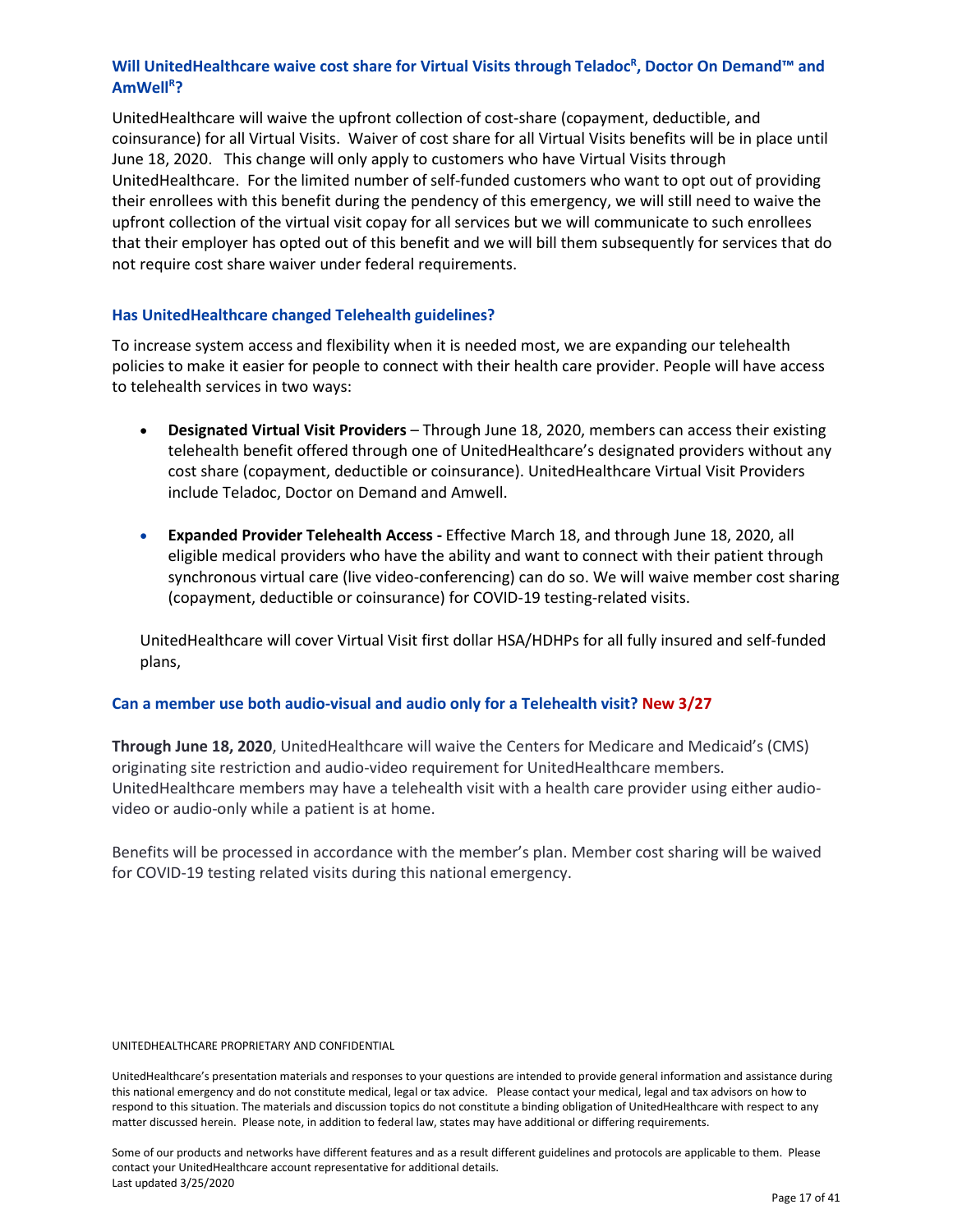### Will UnitedHealthcare waive cost share for Virtual Visits through Teladoc[R], Doctor On Demand™ and AmWell[R]?

UnitedHealthcare will waive the upfront collection of cost-share (copayment, deductible, and coinsurance) for all Virtual Visits. Waiver of cost share for all Virtual Visits benefits will be in place until June 18, 2020. This change will only apply to customers who have Virtual Visits through UnitedHealthcare. For the limited number of self-funded customers who want to opt out of providing their enrollees with this benefit during the pendency of this emergency, we will still need to waive the upfront collection of the virtual visit copay for all services but we will communicate to such enrollees that their employer has opted out of this benefit and we will bill them subsequently for services that do not require cost share waiver under federal requirements.

### Has UnitedHealthcare changed Telehealth guidelines?

To increase system access and flexibility when it is needed most, we are expanding our telehealth policies to make it easier for people to connect with their health care provider. People will have access to telehealth services in two ways:

- **Designated Virtual Visit Providers** – Through June 18, 2020, members can access their existing telehealth benefit offered through one of UnitedHealthcare's designated providers without any cost share (copayment, deductible or coinsurance). UnitedHealthcare Virtual Visit Providers include Teladoc, Doctor on Demand and Amwell.

- **Expanded Provider Telehealth Access -** Effective March 18, and through June 18, 2020, all eligible medical providers who have the ability and want to connect with their patient through synchronous virtual care (live video-conferencing) can do so. We will waive member cost sharing (copayment, deductible or coinsurance) for COVID-19 testing-related visits.

UnitedHealthcare will cover Virtual Visit first dollar HSA/HDHPs for all fully insured and self-funded plans,

### Can a member use both audio-visual and audio only for a Telehealth visit? New 3/27

**Through June 18, 2020**, UnitedHealthcare will waive the Centers for Medicare and Medicaid's (CMS) originating site restriction and audio-video requirement for UnitedHealthcare members. UnitedHealthcare members may have a telehealth visit with a health care provider using either audio-video or audio-only while a patient is at home.

Benefits will be processed in accordance with the member's plan. Member cost sharing will be waived for COVID-19 testing related visits during this national emergency.

UNITEDHEALTHCARE PROPRIETARY AND CONFIDENTIAL

UnitedHealthcare's presentation materials and responses to your questions are intended to provide general information and assistance during this national emergency and do not constitute medical, legal or tax advice. Please contact your medical, legal and tax advisors on how to respond to this situation. The materials and discussion topics do not constitute a binding obligation of UnitedHealthcare with respect to any matter discussed herein. Please note, in addition to federal law, states may have additional or differing requirements.

Some of our products and networks have different features and as a result different guidelines and protocols are applicable to them. Please contact your UnitedHealthcare account representative for additional details.
Last updated 3/25/2020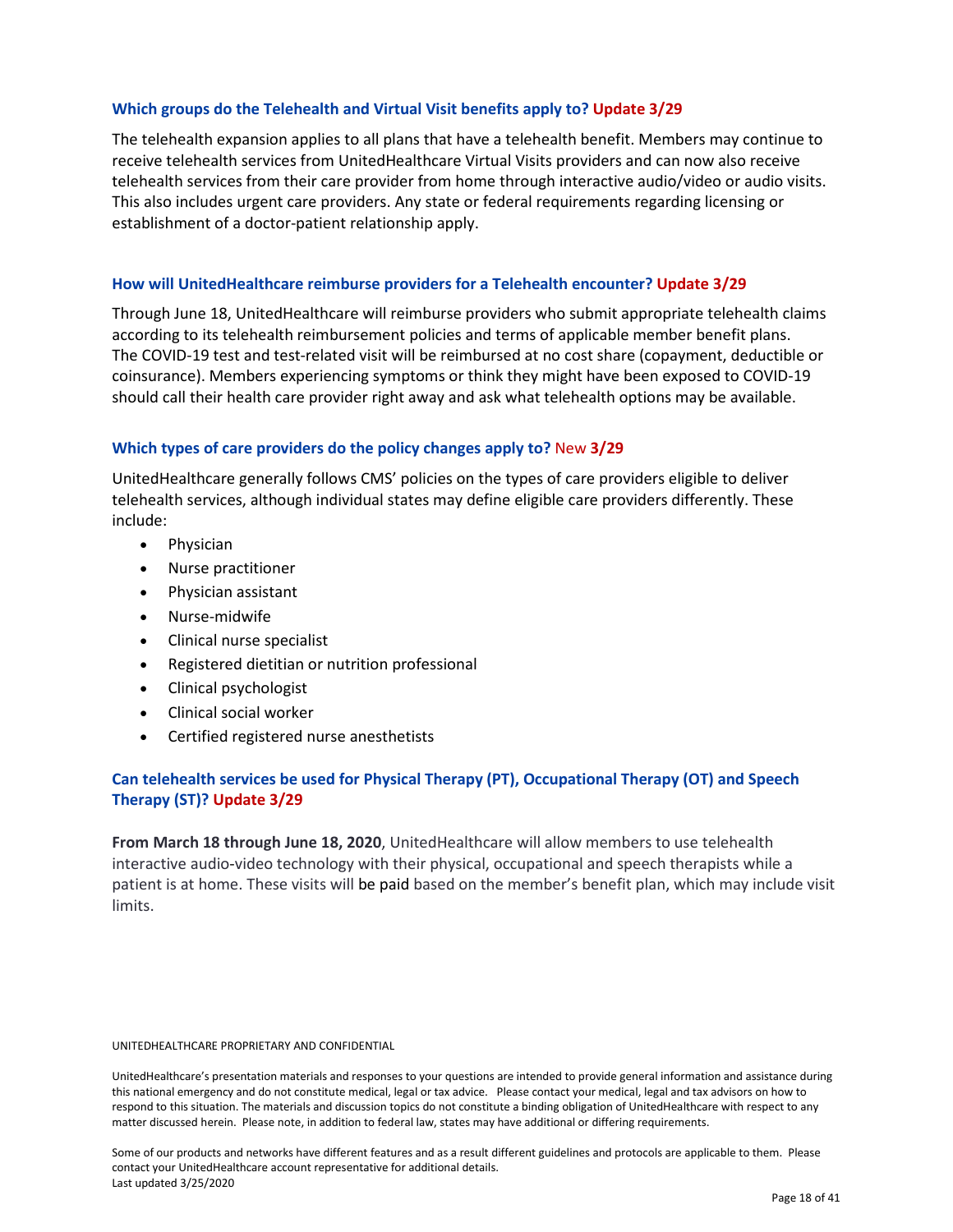### Which groups do the Telehealth and Virtual Visit benefits apply to? Update 3/29

The telehealth expansion applies to all plans that have a telehealth benefit. Members may continue to receive telehealth services from UnitedHealthcare Virtual Visits providers and can now also receive telehealth services from their care provider from home through interactive audio/video or audio visits. This also includes urgent care providers. Any state or federal requirements regarding licensing or establishment of a doctor-patient relationship apply.

### How will UnitedHealthcare reimburse providers for a Telehealth encounter? Update 3/29

Through June 18, UnitedHealthcare will reimburse providers who submit appropriate telehealth claims according to its telehealth reimbursement policies and terms of applicable member benefit plans. The COVID-19 test and test-related visit will be reimbursed at no cost share (copayment, deductible or coinsurance). Members experiencing symptoms or think they might have been exposed to COVID-19 should call their health care provider right away and ask what telehealth options may be available.

### Which types of care providers do the policy changes apply to? New 3/29

UnitedHealthcare generally follows CMS' policies on the types of care providers eligible to deliver telehealth services, although individual states may define eligible care providers differently. These include:

- Physician
- Nurse practitioner
- Physician assistant
- Nurse-midwife
- Clinical nurse specialist
- Registered dietitian or nutrition professional
- Clinical psychologist
- Clinical social worker
- Certified registered nurse anesthetists

### Can telehealth services be used for Physical Therapy (PT), Occupational Therapy (OT) and Speech Therapy (ST)? Update 3/29

**From March 18 through June 18, 2020**, UnitedHealthcare will allow members to use telehealth interactive audio-video technology with their physical, occupational and speech therapists while a patient is at home. These visits will be paid based on the member's benefit plan, which may include visit limits.

UNITEDHEALTHCARE PROPRIETARY AND CONFIDENTIAL

UnitedHealthcare's presentation materials and responses to your questions are intended to provide general information and assistance during this national emergency and do not constitute medical, legal or tax advice. Please contact your medical, legal and tax advisors on how to respond to this situation. The materials and discussion topics do not constitute a binding obligation of UnitedHealthcare with respect to any matter discussed herein. Please note, in addition to federal law, states may have additional or differing requirements.

Some of our products and networks have different features and as a result different guidelines and protocols are applicable to them. Please contact your UnitedHealthcare account representative for additional details.
Last updated 3/25/2020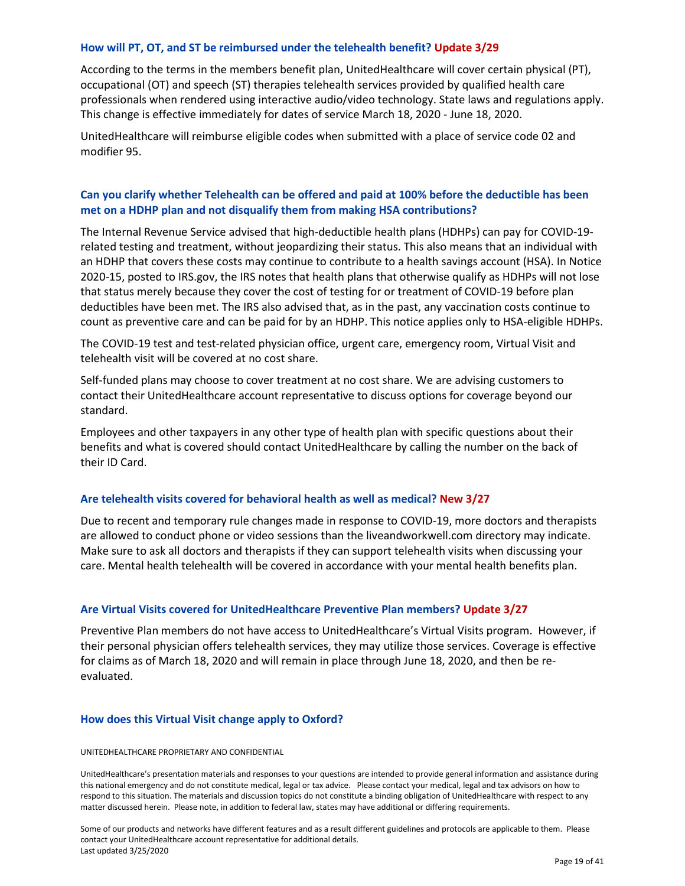### How will PT, OT, and ST be reimbursed under the telehealth benefit? Update 3/29

According to the terms in the members benefit plan, UnitedHealthcare will cover certain physical (PT), occupational (OT) and speech (ST) therapies telehealth services provided by qualified health care professionals when rendered using interactive audio/video technology. State laws and regulations apply. This change is effective immediately for dates of service March 18, 2020 - June 18, 2020.

UnitedHealthcare will reimburse eligible codes when submitted with a place of service code 02 and modifier 95.

### Can you clarify whether Telehealth can be offered and paid at 100% before the deductible has been met on a HDHP plan and not disqualify them from making HSA contributions?

The Internal Revenue Service advised that high-deductible health plans (HDHPs) can pay for COVID-19-related testing and treatment, without jeopardizing their status. This also means that an individual with an HDHP that covers these costs may continue to contribute to a health savings account (HSA). In Notice 2020-15, posted to IRS.gov, the IRS notes that health plans that otherwise qualify as HDHPs will not lose that status merely because they cover the cost of testing for or treatment of COVID-19 before plan deductibles have been met. The IRS also advised that, as in the past, any vaccination costs continue to count as preventive care and can be paid for by an HDHP. This notice applies only to HSA-eligible HDHPs.

The COVID-19 test and test-related physician office, urgent care, emergency room, Virtual Visit and telehealth visit will be covered at no cost share.

Self-funded plans may choose to cover treatment at no cost share. We are advising customers to contact their UnitedHealthcare account representative to discuss options for coverage beyond our standard.

Employees and other taxpayers in any other type of health plan with specific questions about their benefits and what is covered should contact UnitedHealthcare by calling the number on the back of their ID Card.

### Are telehealth visits covered for behavioral health as well as medical? New 3/27

Due to recent and temporary rule changes made in response to COVID-19, more doctors and therapists are allowed to conduct phone or video sessions than the liveandworkwell.com directory may indicate. Make sure to ask all doctors and therapists if they can support telehealth visits when discussing your care. Mental health telehealth will be covered in accordance with your mental health benefits plan.

### Are Virtual Visits covered for UnitedHealthcare Preventive Plan members? Update 3/27

Preventive Plan members do not have access to UnitedHealthcare's Virtual Visits program. However, if their personal physician offers telehealth services, they may utilize those services. Coverage is effective for claims as of March 18, 2020 and will remain in place through June 18, 2020, and then be re-evaluated.

### How does this Virtual Visit change apply to Oxford?

UNITEDHEALTHCARE PROPRIETARY AND CONFIDENTIAL

UnitedHealthcare's presentation materials and responses to your questions are intended to provide general information and assistance during this national emergency and do not constitute medical, legal or tax advice. Please contact your medical, legal and tax advisors on how to respond to this situation. The materials and discussion topics do not constitute a binding obligation of UnitedHealthcare with respect to any matter discussed herein. Please note, in addition to federal law, states may have additional or differing requirements.

Some of our products and networks have different features and as a result different guidelines and protocols are applicable to them. Please contact your UnitedHealthcare account representative for additional details.
Last updated 3/25/2020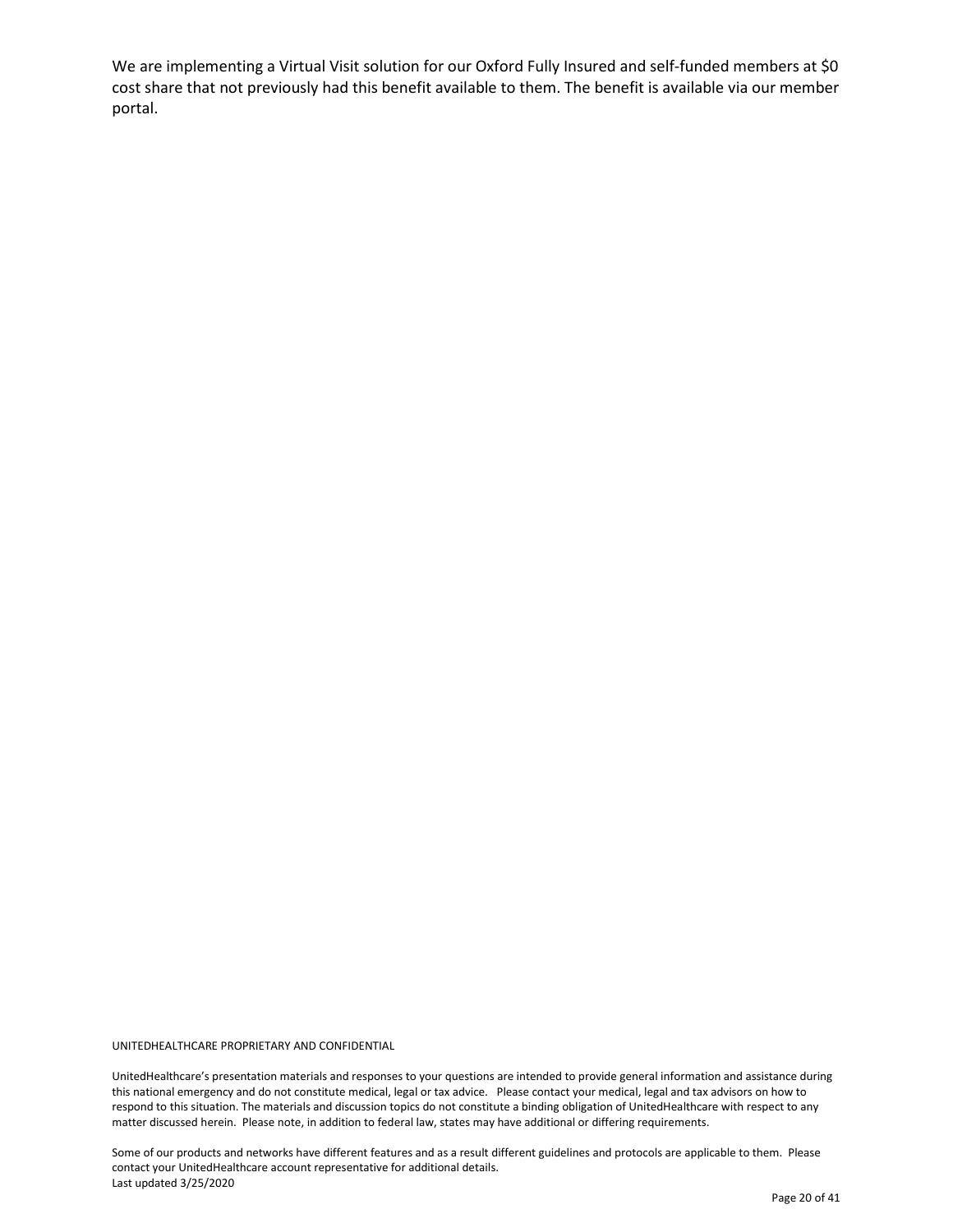We are implementing a Virtual Visit solution for our Oxford Fully Insured and self-funded members at $0 cost share that not previously had this benefit available to them. The benefit is available via our member portal.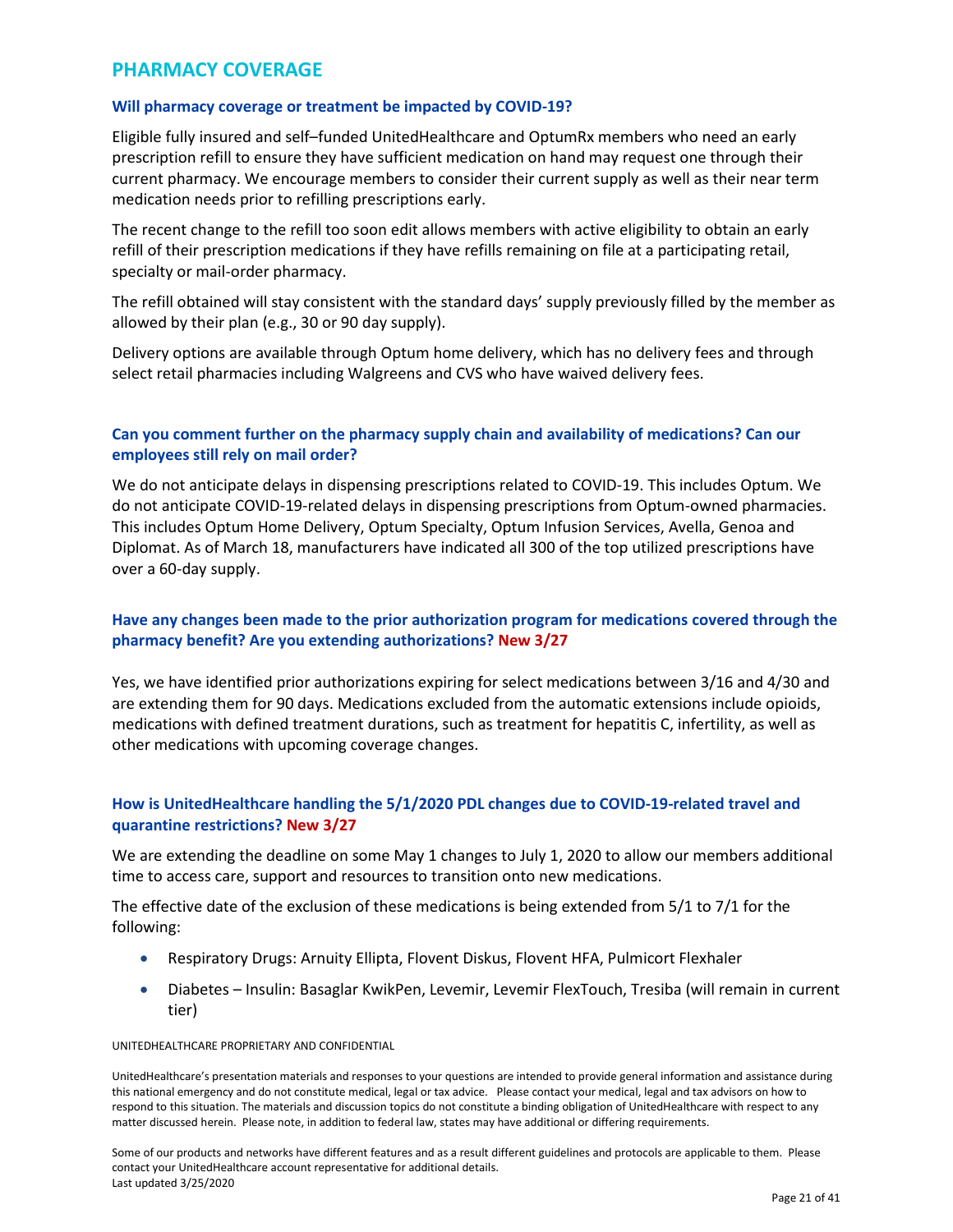## PHARMACY COVERAGE

### Will pharmacy coverage or treatment be impacted by COVID-19?

Eligible fully insured and self–funded UnitedHealthcare and OptumRx members who need an early prescription refill to ensure they have sufficient medication on hand may request one through their current pharmacy. We encourage members to consider their current supply as well as their near term medication needs prior to refilling prescriptions early.

The recent change to the refill too soon edit allows members with active eligibility to obtain an early refill of their prescription medications if they have refills remaining on file at a participating retail, specialty or mail-order pharmacy.

The refill obtained will stay consistent with the standard days' supply previously filled by the member as allowed by their plan (e.g., 30 or 90 day supply).

Delivery options are available through Optum home delivery, which has no delivery fees and through select retail pharmacies including Walgreens and CVS who have waived delivery fees.

### Can you comment further on the pharmacy supply chain and availability of medications? Can our employees still rely on mail order?

We do not anticipate delays in dispensing prescriptions related to COVID-19. This includes Optum. We do not anticipate COVID-19-related delays in dispensing prescriptions from Optum-owned pharmacies. This includes Optum Home Delivery, Optum Specialty, Optum Infusion Services, Avella, Genoa and Diplomat. As of March 18, manufacturers have indicated all 300 of the top utilized prescriptions have over a 60-day supply.

### Have any changes been made to the prior authorization program for medications covered through the pharmacy benefit? Are you extending authorizations? New 3/27

Yes, we have identified prior authorizations expiring for select medications between 3/16 and 4/30 and are extending them for 90 days. Medications excluded from the automatic extensions include opioids, medications with defined treatment durations, such as treatment for hepatitis C, infertility, as well as other medications with upcoming coverage changes.

### How is UnitedHealthcare handling the 5/1/2020 PDL changes due to COVID-19-related travel and quarantine restrictions? New 3/27

We are extending the deadline on some May 1 changes to July 1, 2020 to allow our members additional time to access care, support and resources to transition onto new medications.

The effective date of the exclusion of these medications is being extended from 5/1 to 7/1 for the following:

- Respiratory Drugs: Arnuity Ellipta, Flovent Diskus, Flovent HFA, Pulmicort Flexhaler
- Diabetes – Insulin: Basaglar KwikPen, Levemir, Levemir FlexTouch, Tresiba (will remain in current tier)

UNITEDHEALTHCARE PROPRIETARY AND CONFIDENTIAL

UnitedHealthcare's presentation materials and responses to your questions are intended to provide general information and assistance during this national emergency and do not constitute medical, legal or tax advice. Please contact your medical, legal and tax advisors on how to respond to this situation. The materials and discussion topics do not constitute a binding obligation of UnitedHealthcare with respect to any matter discussed herein. Please note, in addition to federal law, states may have additional or differing requirements.

Some of our products and networks have different features and as a result different guidelines and protocols are applicable to them. Please contact your UnitedHealthcare account representative for additional details.
Last updated 3/25/2020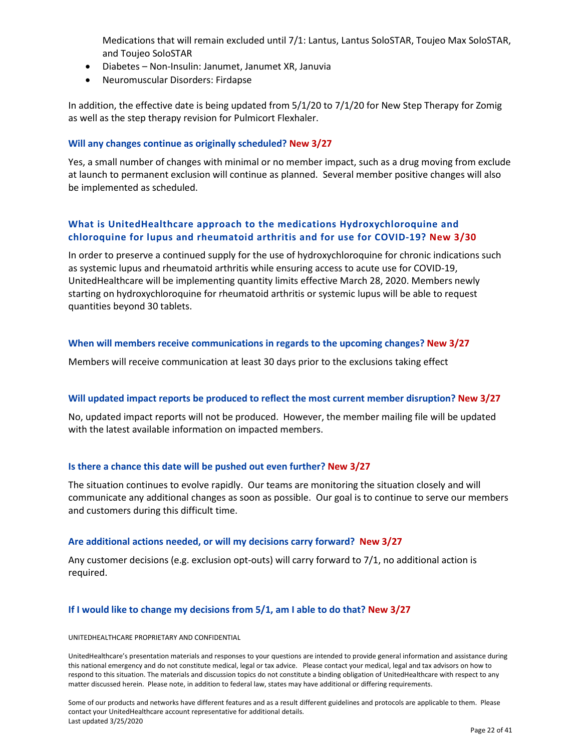Medications that will remain excluded until 7/1: Lantus, Lantus SoloSTAR, Toujeo Max SoloSTAR, and Toujeo SoloSTAR

- Diabetes – Non-Insulin: Janumet, Janumet XR, Januvia
- Neuromuscular Disorders: Firdapse

In addition, the effective date is being updated from 5/1/20 to 7/1/20 for New Step Therapy for Zomig as well as the step therapy revision for Pulmicort Flexhaler.

### Will any changes continue as originally scheduled? New 3/27

Yes, a small number of changes with minimal or no member impact, such as a drug moving from exclude at launch to permanent exclusion will continue as planned. Several member positive changes will also be implemented as scheduled.

### What is UnitedHealthcare approach to the medications Hydroxychloroquine and chloroquine for lupus and rheumatoid arthritis and for use for COVID-19? New 3/30

In order to preserve a continued supply for the use of hydroxychloroquine for chronic indications such as systemic lupus and rheumatoid arthritis while ensuring access to acute use for COVID-19, UnitedHealthcare will be implementing quantity limits effective March 28, 2020. Members newly starting on hydroxychloroquine for rheumatoid arthritis or systemic lupus will be able to request quantities beyond 30 tablets.

### When will members receive communications in regards to the upcoming changes? New 3/27

Members will receive communication at least 30 days prior to the exclusions taking effect

### Will updated impact reports be produced to reflect the most current member disruption? New 3/27

No, updated impact reports will not be produced. However, the member mailing file will be updated with the latest available information on impacted members.

### Is there a chance this date will be pushed out even further? New 3/27

The situation continues to evolve rapidly. Our teams are monitoring the situation closely and will communicate any additional changes as soon as possible. Our goal is to continue to serve our members and customers during this difficult time.

### Are additional actions needed, or will my decisions carry forward? New 3/27

Any customer decisions (e.g. exclusion opt-outs) will carry forward to 7/1, no additional action is required.

### If I would like to change my decisions from 5/1, am I able to do that? New 3/27

UNITEDHEALTHCARE PROPRIETARY AND CONFIDENTIAL

UnitedHealthcare's presentation materials and responses to your questions are intended to provide general information and assistance during this national emergency and do not constitute medical, legal or tax advice. Please contact your medical, legal and tax advisors on how to respond to this situation. The materials and discussion topics do not constitute a binding obligation of UnitedHealthcare with respect to any matter discussed herein. Please note, in addition to federal law, states may have additional or differing requirements.

Some of our products and networks have different features and as a result different guidelines and protocols are applicable to them. Please contact your UnitedHealthcare account representative for additional details.
Last updated 3/25/2020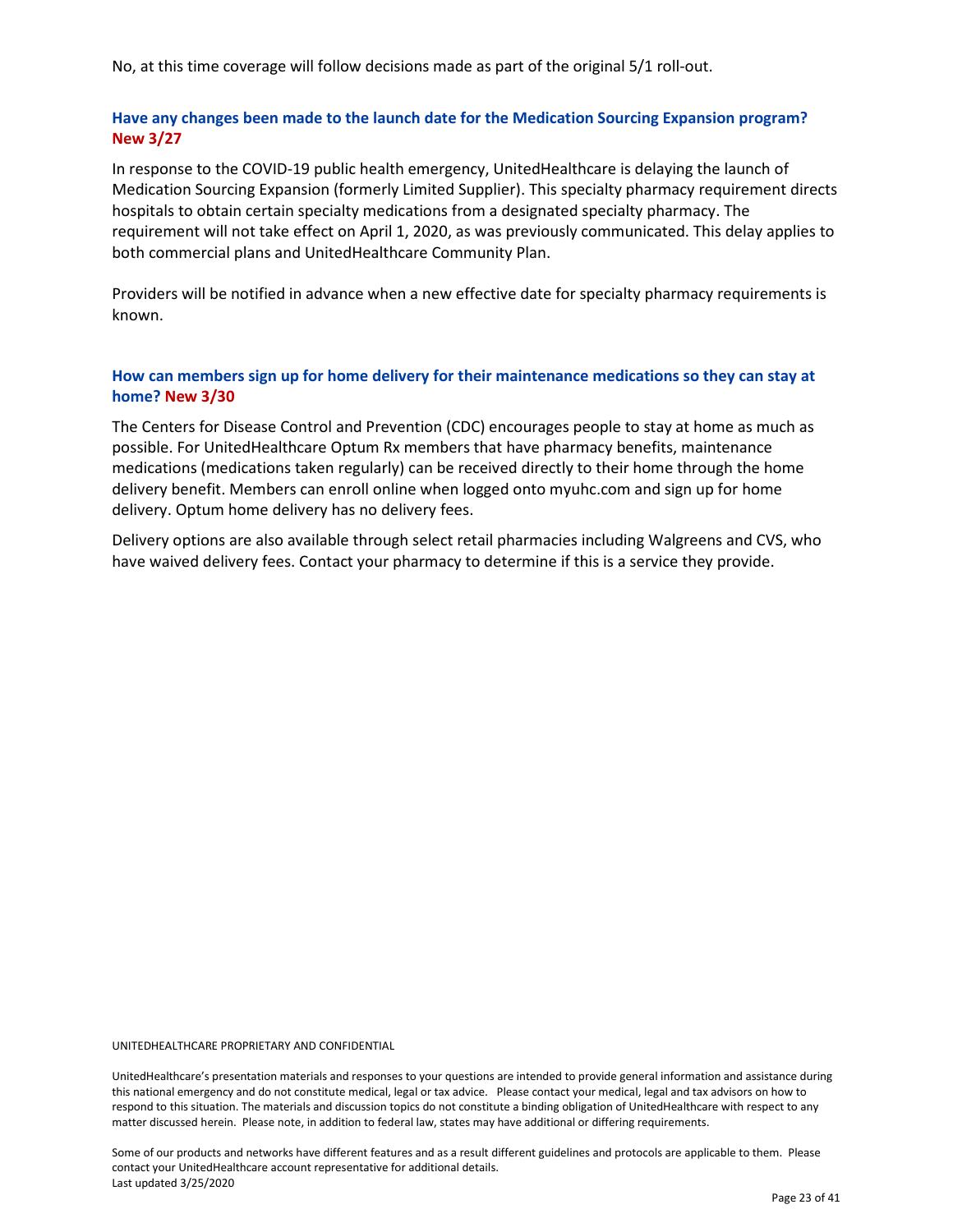No, at this time coverage will follow decisions made as part of the original 5/1 roll-out.

### Have any changes been made to the launch date for the Medication Sourcing Expansion program? New 3/27

In response to the COVID-19 public health emergency, UnitedHealthcare is delaying the launch of Medication Sourcing Expansion (formerly Limited Supplier). This specialty pharmacy requirement directs hospitals to obtain certain specialty medications from a designated specialty pharmacy. The requirement will not take effect on April 1, 2020, as was previously communicated. This delay applies to both commercial plans and UnitedHealthcare Community Plan.

Providers will be notified in advance when a new effective date for specialty pharmacy requirements is known.

### How can members sign up for home delivery for their maintenance medications so they can stay at home? New 3/30

The Centers for Disease Control and Prevention (CDC) encourages people to stay at home as much as possible. For UnitedHealthcare Optum Rx members that have pharmacy benefits, maintenance medications (medications taken regularly) can be received directly to their home through the home delivery benefit. Members can enroll online when logged onto myuhc.com and sign up for home delivery. Optum home delivery has no delivery fees.

Delivery options are also available through select retail pharmacies including Walgreens and CVS, who have waived delivery fees. Contact your pharmacy to determine if this is a service they provide.

UNITEDHEALTHCARE PROPRIETARY AND CONFIDENTIAL

UnitedHealthcare's presentation materials and responses to your questions are intended to provide general information and assistance during this national emergency and do not constitute medical, legal or tax advice. Please contact your medical, legal and tax advisors on how to respond to this situation. The materials and discussion topics do not constitute a binding obligation of UnitedHealthcare with respect to any matter discussed herein. Please note, in addition to federal law, states may have additional or differing requirements.

Some of our products and networks have different features and as a result different guidelines and protocols are applicable to them. Please contact your UnitedHealthcare account representative for additional details.
Last updated 3/25/2020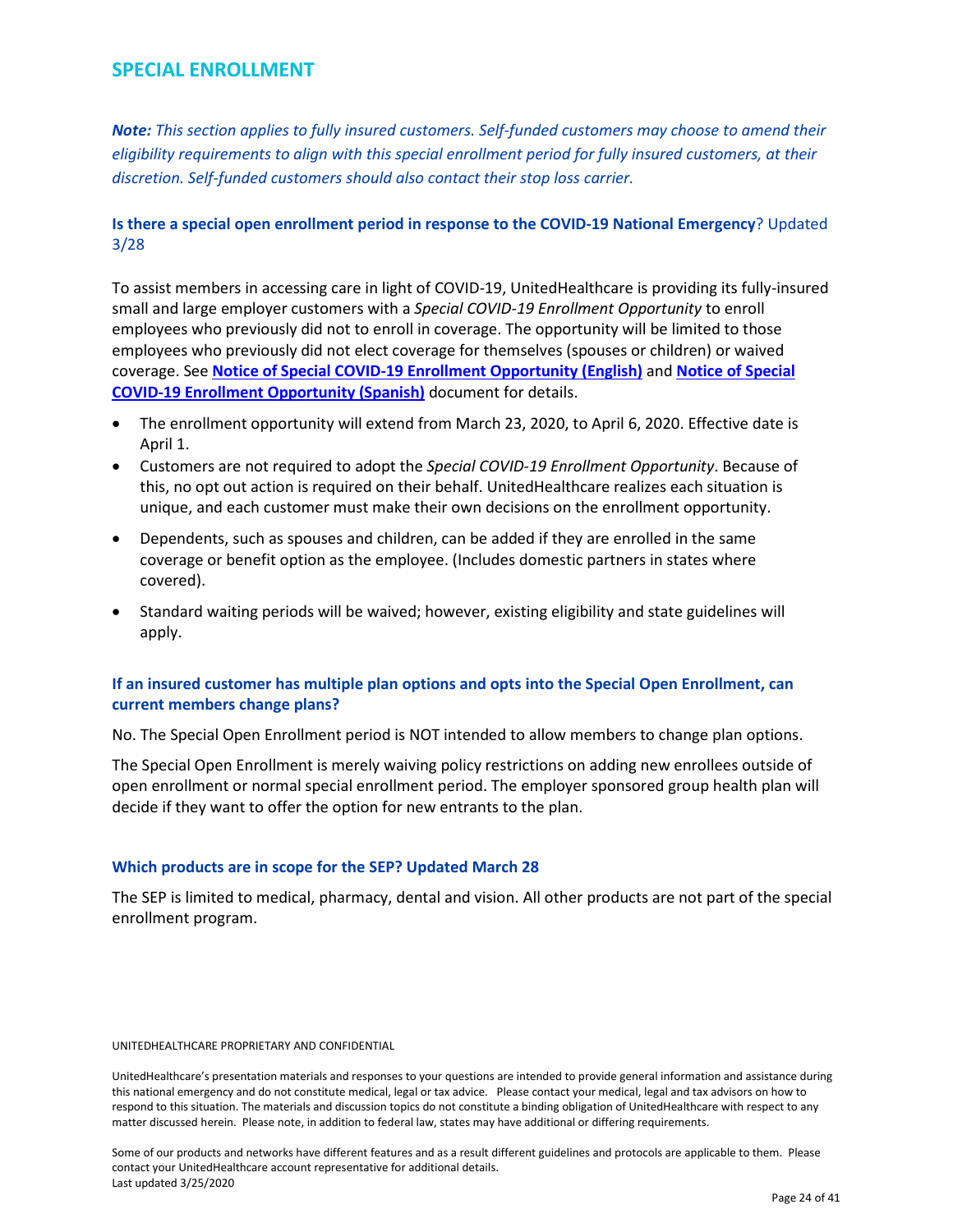## SPECIAL ENROLLMENT

***Note:*** *This section applies to fully insured customers. Self-funded customers may choose to amend their eligibility requirements to align with this special enrollment period for fully insured customers, at their discretion. Self-funded customers should also contact their stop loss carrier.*

### **Is there a special open enrollment period in response to the COVID-19 National Emergency**? Updated 3/28

To assist members in accessing care in light of COVID-19, UnitedHealthcare is providing its fully-insured small and large employer customers with a *Special COVID-19 Enrollment Opportunity* to enroll employees who previously did not to enroll in coverage. The opportunity will be limited to those employees who previously did not elect coverage for themselves (spouses or children) or waived coverage. See **Notice of Special COVID-19 Enrollment Opportunity (English)** and **Notice of Special COVID-19 Enrollment Opportunity (Spanish)** document for details.

- The enrollment opportunity will extend from March 23, 2020, to April 6, 2020. Effective date is April 1.
- Customers are not required to adopt the *Special COVID-19 Enrollment Opportunity*. Because of this, no opt out action is required on their behalf. UnitedHealthcare realizes each situation is unique, and each customer must make their own decisions on the enrollment opportunity.
- Dependents, such as spouses and children, can be added if they are enrolled in the same coverage or benefit option as the employee. (Includes domestic partners in states where covered).
- Standard waiting periods will be waived; however, existing eligibility and state guidelines will apply.

### **If an insured customer has multiple plan options and opts into the Special Open Enrollment, can current members change plans?**

No. The Special Open Enrollment period is NOT intended to allow members to change plan options.

The Special Open Enrollment is merely waiving policy restrictions on adding new enrollees outside of open enrollment or normal special enrollment period. The employer sponsored group health plan will decide if they want to offer the option for new entrants to the plan.

### **Which products are in scope for the SEP? Updated March 28**

The SEP is limited to medical, pharmacy, dental and vision. All other products are not part of the special enrollment program.

UNITEDHEALTHCARE PROPRIETARY AND CONFIDENTIAL

UnitedHealthcare's presentation materials and responses to your questions are intended to provide general information and assistance during this national emergency and do not constitute medical, legal or tax advice. Please contact your medical, legal and tax advisors on how to respond to this situation. The materials and discussion topics do not constitute a binding obligation of UnitedHealthcare with respect to any matter discussed herein. Please note, in addition to federal law, states may have additional or differing requirements.

Some of our products and networks have different features and as a result different guidelines and protocols are applicable to them. Please contact your UnitedHealthcare account representative for additional details.
Last updated 3/25/2020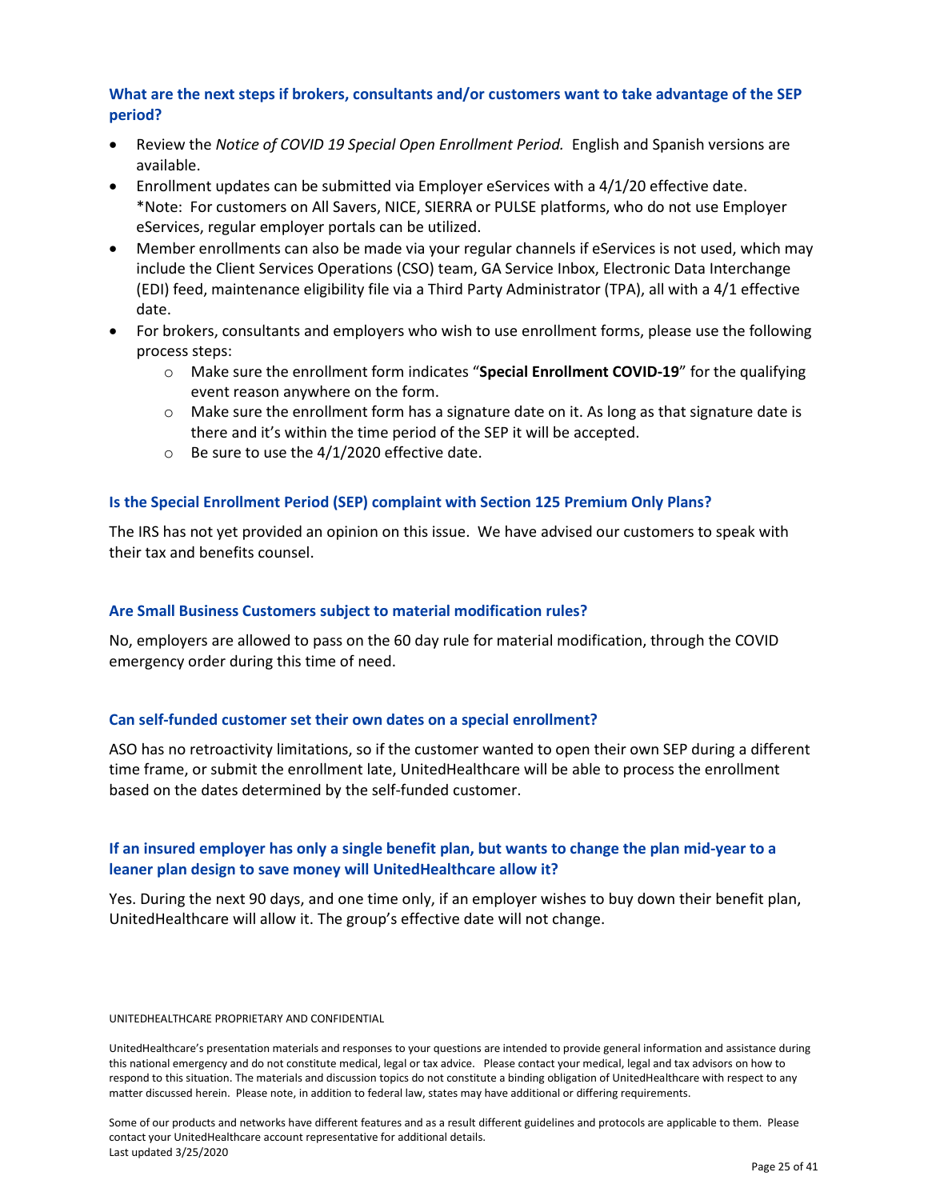### What are the next steps if brokers, consultants and/or customers want to take advantage of the SEP period?

- Review the *Notice of COVID 19 Special Open Enrollment Period.* English and Spanish versions are available.
- Enrollment updates can be submitted via Employer eServices with a 4/1/20 effective date. *Note: For customers on All Savers, NICE, SIERRA or PULSE platforms, who do not use Employer eServices, regular employer portals can be utilized.
- Member enrollments can also be made via your regular channels if eServices is not used, which may include the Client Services Operations (CSO) team, GA Service Inbox, Electronic Data Interchange (EDI) feed, maintenance eligibility file via a Third Party Administrator (TPA), all with a 4/1 effective date.
- For brokers, consultants and employers who wish to use enrollment forms, please use the following process steps:
  - Make sure the enrollment form indicates "**Special Enrollment COVID-19**" for the qualifying event reason anywhere on the form.
  - Make sure the enrollment form has a signature date on it. As long as that signature date is there and it's within the time period of the SEP it will be accepted.
  - Be sure to use the 4/1/2020 effective date.

### Is the Special Enrollment Period (SEP) complaint with Section 125 Premium Only Plans?

The IRS has not yet provided an opinion on this issue. We have advised our customers to speak with their tax and benefits counsel.

### Are Small Business Customers subject to material modification rules?

No, employers are allowed to pass on the 60 day rule for material modification, through the COVID emergency order during this time of need.

### Can self-funded customer set their own dates on a special enrollment?

ASO has no retroactivity limitations, so if the customer wanted to open their own SEP during a different time frame, or submit the enrollment late, UnitedHealthcare will be able to process the enrollment based on the dates determined by the self-funded customer.

### If an insured employer has only a single benefit plan, but wants to change the plan mid-year to a leaner plan design to save money will UnitedHealthcare allow it?

Yes. During the next 90 days, and one time only, if an employer wishes to buy down their benefit plan, UnitedHealthcare will allow it. The group's effective date will not change.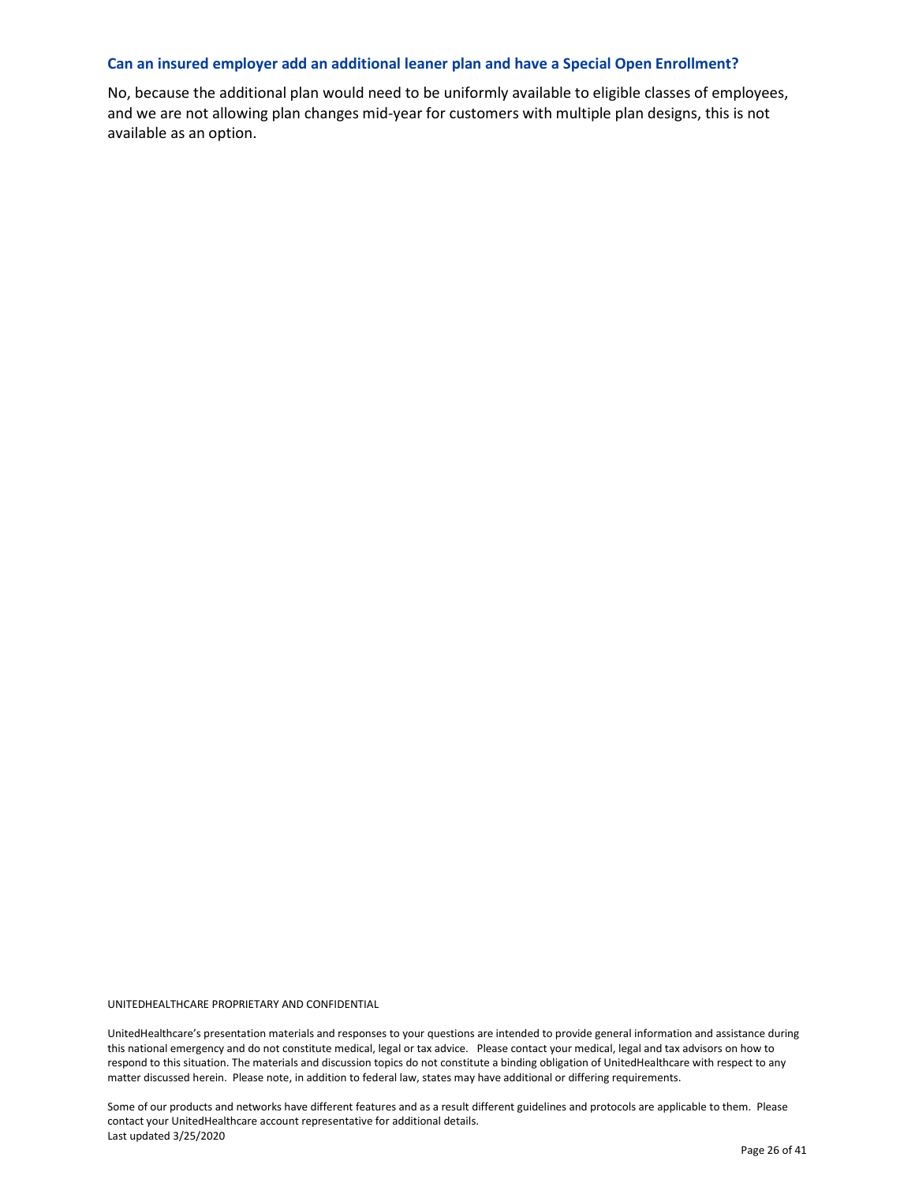### Can an insured employer add an additional leaner plan and have a Special Open Enrollment?

No, because the additional plan would need to be uniformly available to eligible classes of employees, and we are not allowing plan changes mid-year for customers with multiple plan designs, this is not available as an option.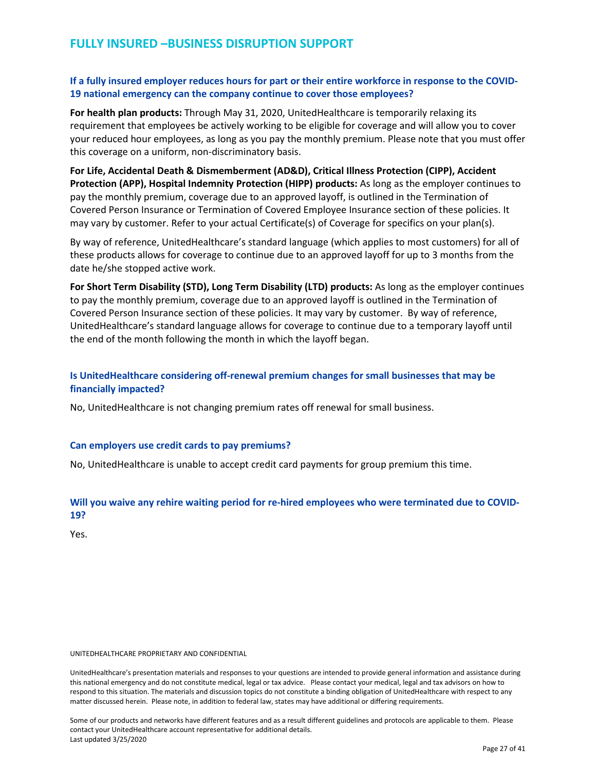## FULLY INSURED –BUSINESS DISRUPTION SUPPORT

### If a fully insured employer reduces hours for part or their entire workforce in response to the COVID-19 national emergency can the company continue to cover those employees?

**For health plan products:** Through May 31, 2020, UnitedHealthcare is temporarily relaxing its requirement that employees be actively working to be eligible for coverage and will allow you to cover your reduced hour employees, as long as you pay the monthly premium. Please note that you must offer this coverage on a uniform, non-discriminatory basis.

**For Life, Accidental Death & Dismemberment (AD&D), Critical Illness Protection (CIPP), Accident Protection (APP), Hospital Indemnity Protection (HIPP) products:** As long as the employer continues to pay the monthly premium, coverage due to an approved layoff, is outlined in the Termination of Covered Person Insurance or Termination of Covered Employee Insurance section of these policies. It may vary by customer. Refer to your actual Certificate(s) of Coverage for specifics on your plan(s).

By way of reference, UnitedHealthcare's standard language (which applies to most customers) for all of these products allows for coverage to continue due to an approved layoff for up to 3 months from the date he/she stopped active work.

**For Short Term Disability (STD), Long Term Disability (LTD) products:** As long as the employer continues to pay the monthly premium, coverage due to an approved layoff is outlined in the Termination of Covered Person Insurance section of these policies. It may vary by customer. By way of reference, UnitedHealthcare's standard language allows for coverage to continue due to a temporary layoff until the end of the month following the month in which the layoff began.

### Is UnitedHealthcare considering off-renewal premium changes for small businesses that may be financially impacted?

No, UnitedHealthcare is not changing premium rates off renewal for small business.

### Can employers use credit cards to pay premiums?

No, UnitedHealthcare is unable to accept credit card payments for group premium this time.

### Will you waive any rehire waiting period for re-hired employees who were terminated due to COVID-19?

Yes.

UNITEDHEALTHCARE PROPRIETARY AND CONFIDENTIAL

UnitedHealthcare's presentation materials and responses to your questions are intended to provide general information and assistance during this national emergency and do not constitute medical, legal or tax advice. Please contact your medical, legal and tax advisors on how to respond to this situation. The materials and discussion topics do not constitute a binding obligation of UnitedHealthcare with respect to any matter discussed herein. Please note, in addition to federal law, states may have additional or differing requirements.

Some of our products and networks have different features and as a result different guidelines and protocols are applicable to them. Please contact your UnitedHealthcare account representative for additional details.
Last updated 3/25/2020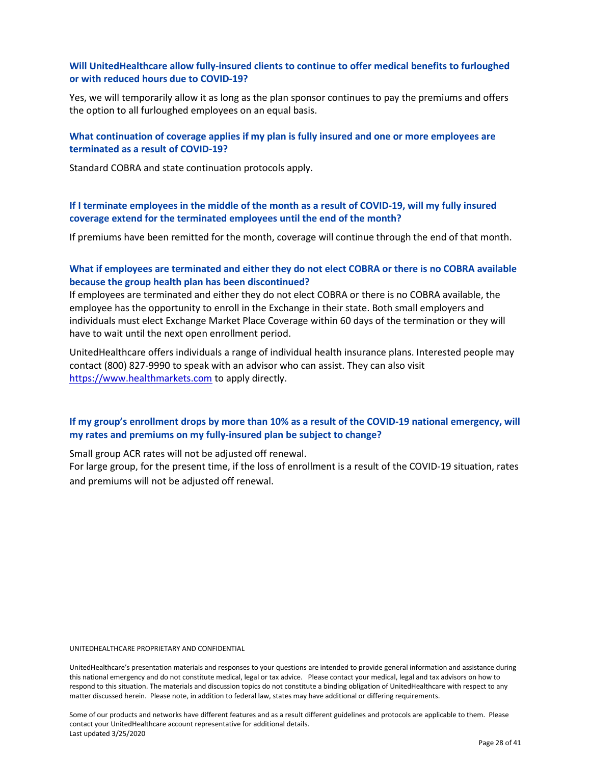### Will UnitedHealthcare allow fully-insured clients to continue to offer medical benefits to furloughed or with reduced hours due to COVID-19?

Yes, we will temporarily allow it as long as the plan sponsor continues to pay the premiums and offers the option to all furloughed employees on an equal basis.

### What continuation of coverage applies if my plan is fully insured and one or more employees are terminated as a result of COVID-19?

Standard COBRA and state continuation protocols apply.

### If I terminate employees in the middle of the month as a result of COVID-19, will my fully insured coverage extend for the terminated employees until the end of the month?

If premiums have been remitted for the month, coverage will continue through the end of that month.

### What if employees are terminated and either they do not elect COBRA or there is no COBRA available because the group health plan has been discontinued?

If employees are terminated and either they do not elect COBRA or there is no COBRA available, the employee has the opportunity to enroll in the Exchange in their state. Both small employers and individuals must elect Exchange Market Place Coverage within 60 days of the termination or they will have to wait until the next open enrollment period.

UnitedHealthcare offers individuals a range of individual health insurance plans. Interested people may contact (800) 827-9990 to speak with an advisor who can assist. They can also visit [https://www.healthmarkets.com](https://www.healthmarkets.com) to apply directly.

### If my group's enrollment drops by more than 10% as a result of the COVID-19 national emergency, will my rates and premiums on my fully-insured plan be subject to change?

Small group ACR rates will not be adjusted off renewal.
For large group, for the present time, if the loss of enrollment is a result of the COVID-19 situation, rates and premiums will not be adjusted off renewal.

UNITEDHEALTHCARE PROPRIETARY AND CONFIDENTIAL

UnitedHealthcare's presentation materials and responses to your questions are intended to provide general information and assistance during this national emergency and do not constitute medical, legal or tax advice. Please contact your medical, legal and tax advisors on how to respond to this situation. The materials and discussion topics do not constitute a binding obligation of UnitedHealthcare with respect to any matter discussed herein. Please note, in addition to federal law, states may have additional or differing requirements.

Some of our products and networks have different features and as a result different guidelines and protocols are applicable to them. Please contact your UnitedHealthcare account representative for additional details.
Last updated 3/25/2020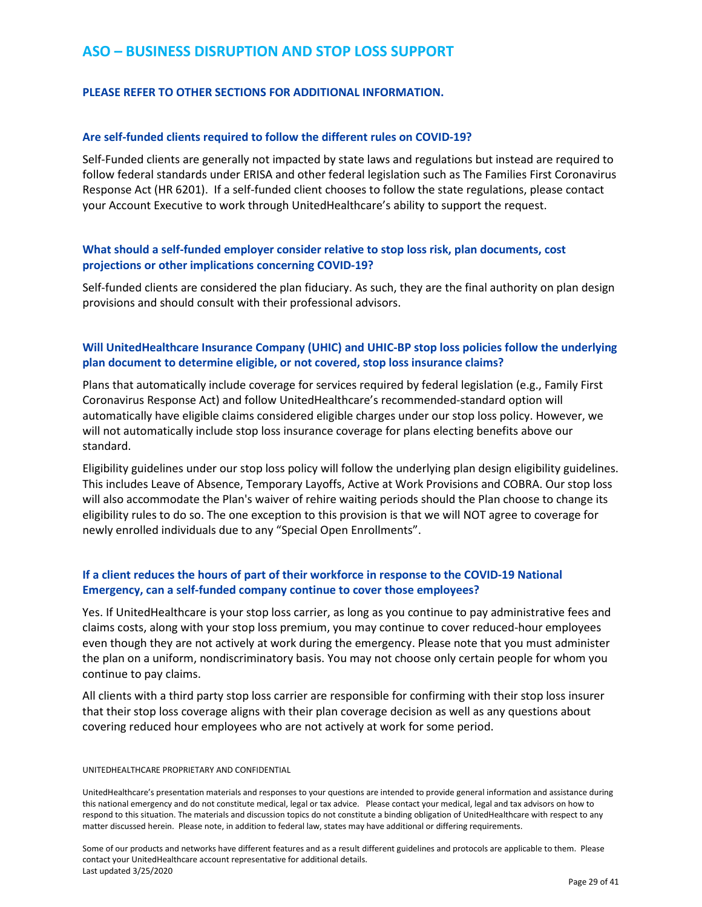## ASO – BUSINESS DISRUPTION AND STOP LOSS SUPPORT

**PLEASE REFER TO OTHER SECTIONS FOR ADDITIONAL INFORMATION.**

### Are self-funded clients required to follow the different rules on COVID-19?

Self-Funded clients are generally not impacted by state laws and regulations but instead are required to follow federal standards under ERISA and other federal legislation such as The Families First Coronavirus Response Act (HR 6201). If a self-funded client chooses to follow the state regulations, please contact your Account Executive to work through UnitedHealthcare's ability to support the request.

### What should a self-funded employer consider relative to stop loss risk, plan documents, cost projections or other implications concerning COVID-19?

Self-funded clients are considered the plan fiduciary. As such, they are the final authority on plan design provisions and should consult with their professional advisors.

### Will UnitedHealthcare Insurance Company (UHIC) and UHIC-BP stop loss policies follow the underlying plan document to determine eligible, or not covered, stop loss insurance claims?

Plans that automatically include coverage for services required by federal legislation (e.g., Family First Coronavirus Response Act) and follow UnitedHealthcare's recommended-standard option will automatically have eligible claims considered eligible charges under our stop loss policy. However, we will not automatically include stop loss insurance coverage for plans electing benefits above our standard.

Eligibility guidelines under our stop loss policy will follow the underlying plan design eligibility guidelines. This includes Leave of Absence, Temporary Layoffs, Active at Work Provisions and COBRA. Our stop loss will also accommodate the Plan's waiver of rehire waiting periods should the Plan choose to change its eligibility rules to do so. The one exception to this provision is that we will NOT agree to coverage for newly enrolled individuals due to any "Special Open Enrollments".

### If a client reduces the hours of part of their workforce in response to the COVID-19 National Emergency, can a self-funded company continue to cover those employees?

Yes. If UnitedHealthcare is your stop loss carrier, as long as you continue to pay administrative fees and claims costs, along with your stop loss premium, you may continue to cover reduced-hour employees even though they are not actively at work during the emergency. Please note that you must administer the plan on a uniform, nondiscriminatory basis. You may not choose only certain people for whom you continue to pay claims.

All clients with a third party stop loss carrier are responsible for confirming with their stop loss insurer that their stop loss coverage aligns with their plan coverage decision as well as any questions about covering reduced hour employees who are not actively at work for some period.

UNITEDHEALTHCARE PROPRIETARY AND CONFIDENTIAL

UnitedHealthcare's presentation materials and responses to your questions are intended to provide general information and assistance during this national emergency and do not constitute medical, legal or tax advice. Please contact your medical, legal and tax advisors on how to respond to this situation. The materials and discussion topics do not constitute a binding obligation of UnitedHealthcare with respect to any matter discussed herein. Please note, in addition to federal law, states may have additional or differing requirements.

Some of our products and networks have different features and as a result different guidelines and protocols are applicable to them. Please contact your UnitedHealthcare account representative for additional details.
Last updated 3/25/2020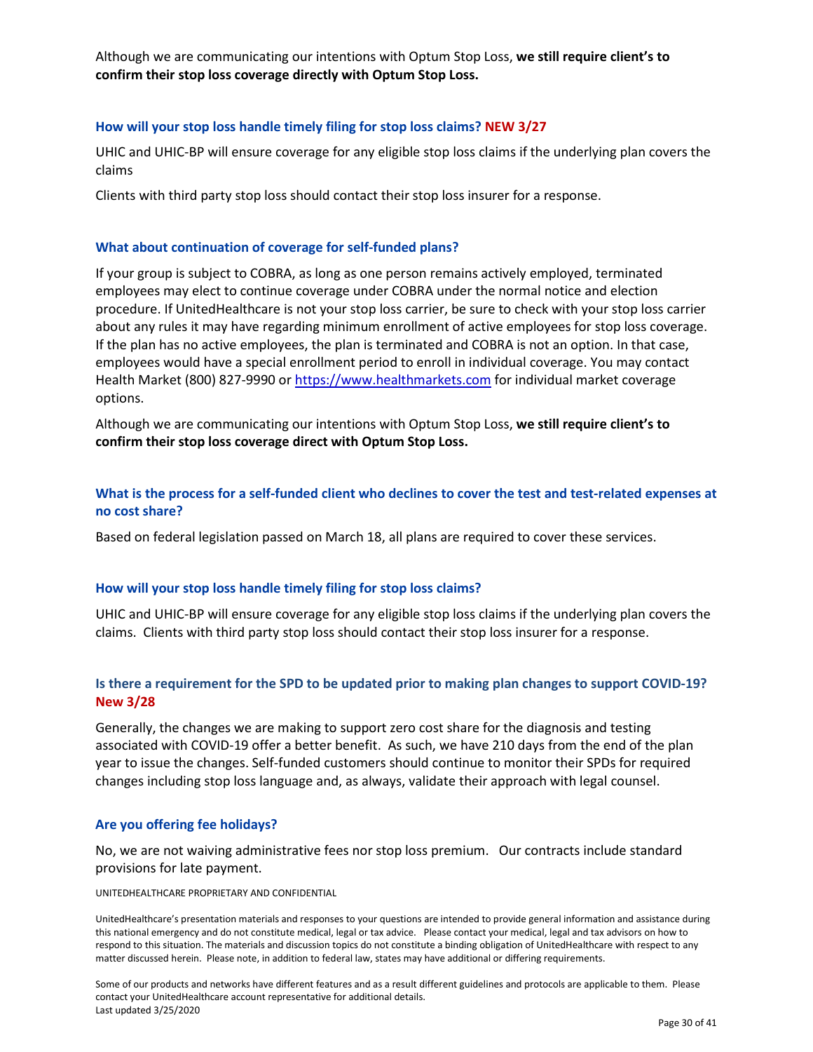Although we are communicating our intentions with Optum Stop Loss, **we still require client's to confirm their stop loss coverage directly with Optum Stop Loss.**

### How will your stop loss handle timely filing for stop loss claims? NEW 3/27

UHIC and UHIC-BP will ensure coverage for any eligible stop loss claims if the underlying plan covers the claims

Clients with third party stop loss should contact their stop loss insurer for a response.

### What about continuation of coverage for self-funded plans?

If your group is subject to COBRA, as long as one person remains actively employed, terminated employees may elect to continue coverage under COBRA under the normal notice and election procedure. If UnitedHealthcare is not your stop loss carrier, be sure to check with your stop loss carrier about any rules it may have regarding minimum enrollment of active employees for stop loss coverage. If the plan has no active employees, the plan is terminated and COBRA is not an option. In that case, employees would have a special enrollment period to enroll in individual coverage. You may contact Health Market (800) 827-9990 or https://www.healthmarkets.com for individual market coverage options.

Although we are communicating our intentions with Optum Stop Loss, **we still require client's to confirm their stop loss coverage direct with Optum Stop Loss.**

### What is the process for a self-funded client who declines to cover the test and test-related expenses at no cost share?

Based on federal legislation passed on March 18, all plans are required to cover these services.

### How will your stop loss handle timely filing for stop loss claims?

UHIC and UHIC-BP will ensure coverage for any eligible stop loss claims if the underlying plan covers the claims. Clients with third party stop loss should contact their stop loss insurer for a response.

### Is there a requirement for the SPD to be updated prior to making plan changes to support COVID-19? New 3/28

Generally, the changes we are making to support zero cost share for the diagnosis and testing associated with COVID-19 offer a better benefit. As such, we have 210 days from the end of the plan year to issue the changes. Self-funded customers should continue to monitor their SPDs for required changes including stop loss language and, as always, validate their approach with legal counsel.

### Are you offering fee holidays?

No, we are not waiving administrative fees nor stop loss premium. Our contracts include standard provisions for late payment.

UNITEDHEALTHCARE PROPRIETARY AND CONFIDENTIAL

UnitedHealthcare's presentation materials and responses to your questions are intended to provide general information and assistance during this national emergency and do not constitute medical, legal or tax advice. Please contact your medical, legal and tax advisors on how to respond to this situation. The materials and discussion topics do not constitute a binding obligation of UnitedHealthcare with respect to any matter discussed herein. Please note, in addition to federal law, states may have additional or differing requirements.

Some of our products and networks have different features and as a result different guidelines and protocols are applicable to them. Please contact your UnitedHealthcare account representative for additional details.
Last updated 3/25/2020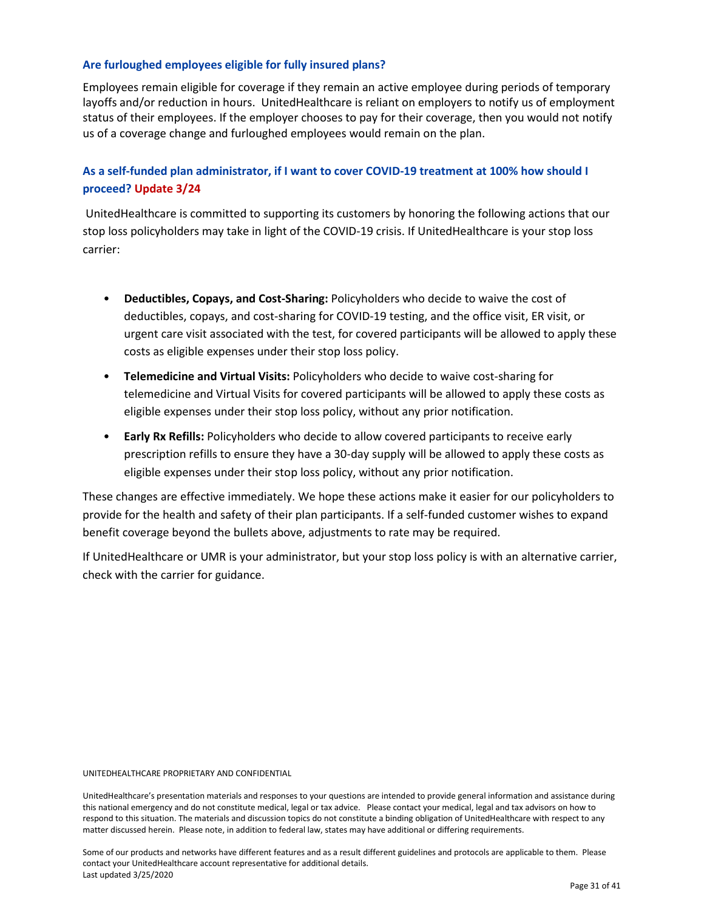### Are furloughed employees eligible for fully insured plans?

Employees remain eligible for coverage if they remain an active employee during periods of temporary layoffs and/or reduction in hours. UnitedHealthcare is reliant on employers to notify us of employment status of their employees. If the employer chooses to pay for their coverage, then you would not notify us of a coverage change and furloughed employees would remain on the plan.

### As a self-funded plan administrator, if I want to cover COVID-19 treatment at 100% how should I proceed? Update 3/24

UnitedHealthcare is committed to supporting its customers by honoring the following actions that our stop loss policyholders may take in light of the COVID-19 crisis. If UnitedHealthcare is your stop loss carrier:

- **Deductibles, Copays, and Cost-Sharing:** Policyholders who decide to waive the cost of deductibles, copays, and cost-sharing for COVID-19 testing, and the office visit, ER visit, or urgent care visit associated with the test, for covered participants will be allowed to apply these costs as eligible expenses under their stop loss policy.
- **Telemedicine and Virtual Visits:** Policyholders who decide to waive cost-sharing for telemedicine and Virtual Visits for covered participants will be allowed to apply these costs as eligible expenses under their stop loss policy, without any prior notification.
- **Early Rx Refills:** Policyholders who decide to allow covered participants to receive early prescription refills to ensure they have a 30-day supply will be allowed to apply these costs as eligible expenses under their stop loss policy, without any prior notification.

These changes are effective immediately. We hope these actions make it easier for our policyholders to provide for the health and safety of their plan participants. If a self-funded customer wishes to expand benefit coverage beyond the bullets above, adjustments to rate may be required.

If UnitedHealthcare or UMR is your administrator, but your stop loss policy is with an alternative carrier, check with the carrier for guidance.

UNITEDHEALTHCARE PROPRIETARY AND CONFIDENTIAL

UnitedHealthcare's presentation materials and responses to your questions are intended to provide general information and assistance during this national emergency and do not constitute medical, legal or tax advice. Please contact your medical, legal and tax advisors on how to respond to this situation. The materials and discussion topics do not constitute a binding obligation of UnitedHealthcare with respect to any matter discussed herein. Please note, in addition to federal law, states may have additional or differing requirements.

Some of our products and networks have different features and as a result different guidelines and protocols are applicable to them. Please contact your UnitedHealthcare account representative for additional details.
Last updated 3/25/2020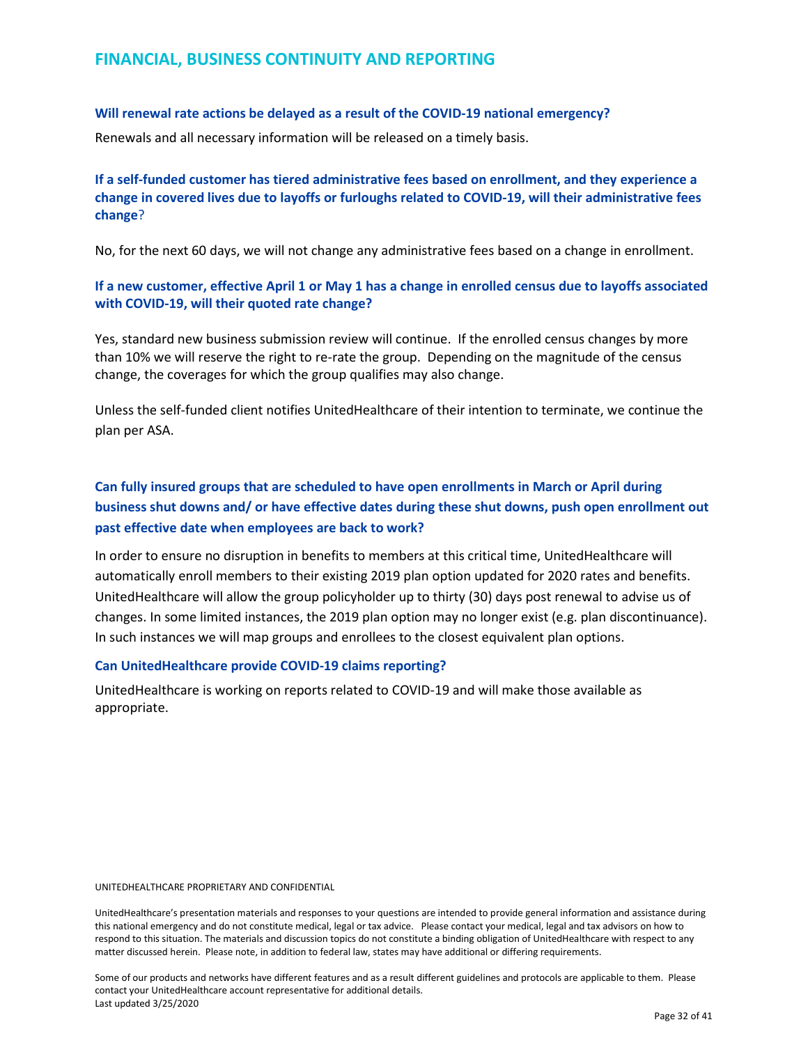## FINANCIAL, BUSINESS CONTINUITY AND REPORTING

**Will renewal rate actions be delayed as a result of the COVID-19 national emergency?**

Renewals and all necessary information will be released on a timely basis.

**If a self-funded customer has tiered administrative fees based on enrollment, and they experience a change in covered lives due to layoffs or furloughs related to COVID-19, will their administrative fees change**?

No, for the next 60 days, we will not change any administrative fees based on a change in enrollment.

**If a new customer, effective April 1 or May 1 has a change in enrolled census due to layoffs associated with COVID-19, will their quoted rate change?**

Yes, standard new business submission review will continue. If the enrolled census changes by more than 10% we will reserve the right to re-rate the group. Depending on the magnitude of the census change, the coverages for which the group qualifies may also change.

Unless the self-funded client notifies UnitedHealthcare of their intention to terminate, we continue the plan per ASA.

**Can fully insured groups that are scheduled to have open enrollments in March or April during business shut downs and/ or have effective dates during these shut downs, push open enrollment out past effective date when employees are back to work?**

In order to ensure no disruption in benefits to members at this critical time, UnitedHealthcare will automatically enroll members to their existing 2019 plan option updated for 2020 rates and benefits. UnitedHealthcare will allow the group policyholder up to thirty (30) days post renewal to advise us of changes. In some limited instances, the 2019 plan option may no longer exist (e.g. plan discontinuance). In such instances we will map groups and enrollees to the closest equivalent plan options.

**Can UnitedHealthcare provide COVID-19 claims reporting?**

UnitedHealthcare is working on reports related to COVID-19 and will make those available as appropriate.

UNITEDHEALTHCARE PROPRIETARY AND CONFIDENTIAL

UnitedHealthcare's presentation materials and responses to your questions are intended to provide general information and assistance during this national emergency and do not constitute medical, legal or tax advice. Please contact your medical, legal and tax advisors on how to respond to this situation. The materials and discussion topics do not constitute a binding obligation of UnitedHealthcare with respect to any matter discussed herein. Please note, in addition to federal law, states may have additional or differing requirements.

Some of our products and networks have different features and as a result different guidelines and protocols are applicable to them. Please contact your UnitedHealthcare account representative for additional details.
Last updated 3/25/2020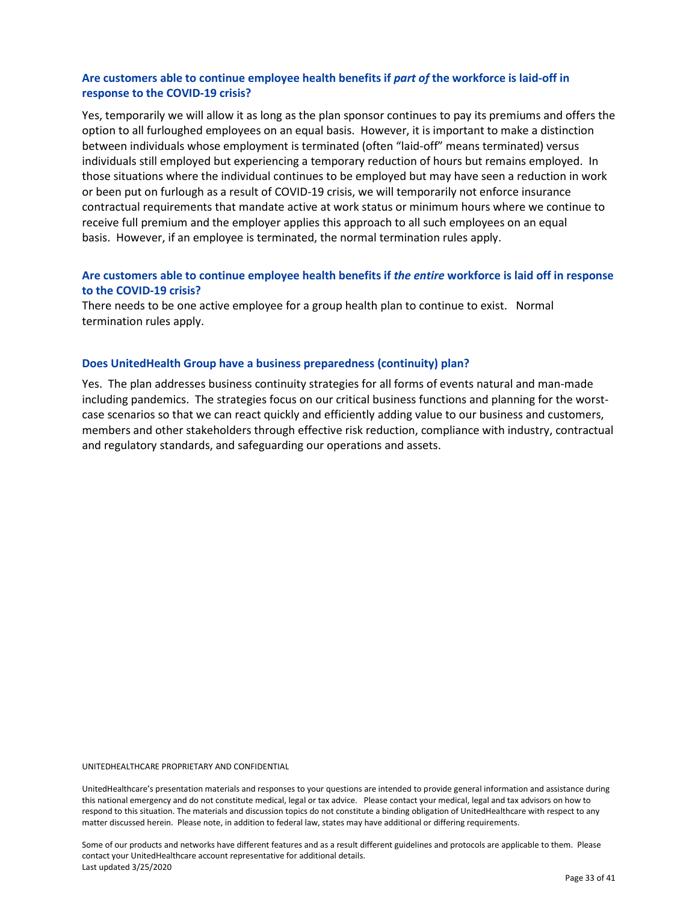### Are customers able to continue employee health benefits if *part of* the workforce is laid-off in response to the COVID-19 crisis?

Yes, temporarily we will allow it as long as the plan sponsor continues to pay its premiums and offers the option to all furloughed employees on an equal basis. However, it is important to make a distinction between individuals whose employment is terminated (often "laid-off" means terminated) versus individuals still employed but experiencing a temporary reduction of hours but remains employed. In those situations where the individual continues to be employed but may have seen a reduction in work or been put on furlough as a result of COVID-19 crisis, we will temporarily not enforce insurance contractual requirements that mandate active at work status or minimum hours where we continue to receive full premium and the employer applies this approach to all such employees on an equal basis. However, if an employee is terminated, the normal termination rules apply.

### Are customers able to continue employee health benefits if *the entire* workforce is laid off in response to the COVID-19 crisis?

There needs to be one active employee for a group health plan to continue to exist. Normal termination rules apply.

### Does UnitedHealth Group have a business preparedness (continuity) plan?

Yes. The plan addresses business continuity strategies for all forms of events natural and man-made including pandemics. The strategies focus on our critical business functions and planning for the worst-case scenarios so that we can react quickly and efficiently adding value to our business and customers, members and other stakeholders through effective risk reduction, compliance with industry, contractual and regulatory standards, and safeguarding our operations and assets.

UNITEDHEALTHCARE PROPRIETARY AND CONFIDENTIAL

UnitedHealthcare's presentation materials and responses to your questions are intended to provide general information and assistance during this national emergency and do not constitute medical, legal or tax advice. Please contact your medical, legal and tax advisors on how to respond to this situation. The materials and discussion topics do not constitute a binding obligation of UnitedHealthcare with respect to any matter discussed herein. Please note, in addition to federal law, states may have additional or differing requirements.

Some of our products and networks have different features and as a result different guidelines and protocols are applicable to them. Please contact your UnitedHealthcare account representative for additional details.
Last updated 3/25/2020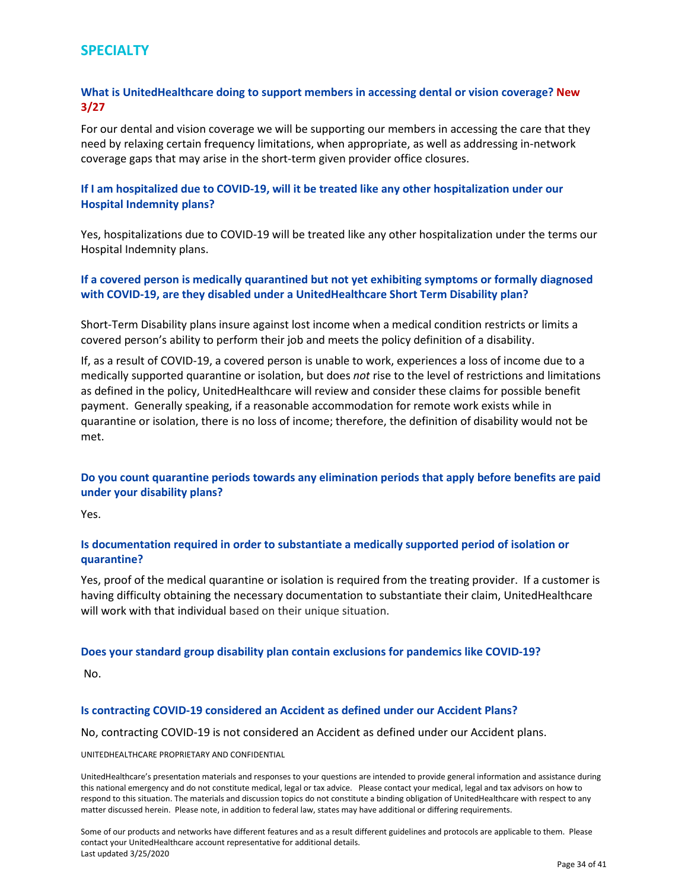## SPECIALTY

### What is UnitedHealthcare doing to support members in accessing dental or vision coverage? New 3/27

For our dental and vision coverage we will be supporting our members in accessing the care that they need by relaxing certain frequency limitations, when appropriate, as well as addressing in-network coverage gaps that may arise in the short-term given provider office closures.

### If I am hospitalized due to COVID-19, will it be treated like any other hospitalization under our Hospital Indemnity plans?

Yes, hospitalizations due to COVID-19 will be treated like any other hospitalization under the terms our Hospital Indemnity plans.

### If a covered person is medically quarantined but not yet exhibiting symptoms or formally diagnosed with COVID-19, are they disabled under a UnitedHealthcare Short Term Disability plan?

Short-Term Disability plans insure against lost income when a medical condition restricts or limits a covered person's ability to perform their job and meets the policy definition of a disability.

If, as a result of COVID-19, a covered person is unable to work, experiences a loss of income due to a medically supported quarantine or isolation, but does *not* rise to the level of restrictions and limitations as defined in the policy, UnitedHealthcare will review and consider these claims for possible benefit payment. Generally speaking, if a reasonable accommodation for remote work exists while in quarantine or isolation, there is no loss of income; therefore, the definition of disability would not be met.

### Do you count quarantine periods towards any elimination periods that apply before benefits are paid under your disability plans?

Yes.

### Is documentation required in order to substantiate a medically supported period of isolation or quarantine?

Yes, proof of the medical quarantine or isolation is required from the treating provider. If a customer is having difficulty obtaining the necessary documentation to substantiate their claim, UnitedHealthcare will work with that individual based on their unique situation.

### Does your standard group disability plan contain exclusions for pandemics like COVID-19?

No.

### Is contracting COVID-19 considered an Accident as defined under our Accident Plans?

No, contracting COVID-19 is not considered an Accident as defined under our Accident plans.

UNITEDHEALTHCARE PROPRIETARY AND CONFIDENTIAL

UnitedHealthcare's presentation materials and responses to your questions are intended to provide general information and assistance during this national emergency and do not constitute medical, legal or tax advice. Please contact your medical, legal and tax advisors on how to respond to this situation. The materials and discussion topics do not constitute a binding obligation of UnitedHealthcare with respect to any matter discussed herein. Please note, in addition to federal law, states may have additional or differing requirements.

Some of our products and networks have different features and as a result different guidelines and protocols are applicable to them. Please contact your UnitedHealthcare account representative for additional details.
Last updated 3/25/2020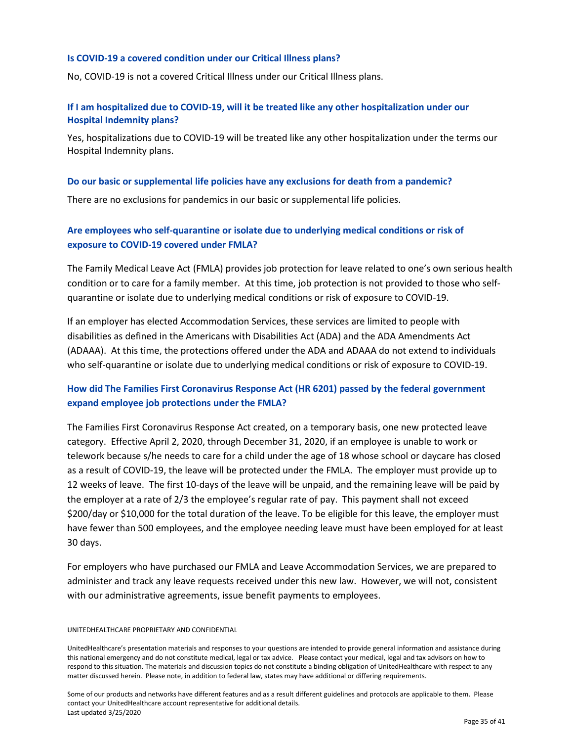### Is COVID-19 a covered condition under our Critical Illness plans?

No, COVID-19 is not a covered Critical Illness under our Critical Illness plans.

### If I am hospitalized due to COVID-19, will it be treated like any other hospitalization under our Hospital Indemnity plans?

Yes, hospitalizations due to COVID-19 will be treated like any other hospitalization under the terms our Hospital Indemnity plans.

### Do our basic or supplemental life policies have any exclusions for death from a pandemic?

There are no exclusions for pandemics in our basic or supplemental life policies.

### Are employees who self-quarantine or isolate due to underlying medical conditions or risk of exposure to COVID-19 covered under FMLA?

The Family Medical Leave Act (FMLA) provides job protection for leave related to one's own serious health condition or to care for a family member. At this time, job protection is not provided to those who self-quarantine or isolate due to underlying medical conditions or risk of exposure to COVID-19.

If an employer has elected Accommodation Services, these services are limited to people with disabilities as defined in the Americans with Disabilities Act (ADA) and the ADA Amendments Act (ADAAA). At this time, the protections offered under the ADA and ADAAA do not extend to individuals who self-quarantine or isolate due to underlying medical conditions or risk of exposure to COVID-19.

### How did The Families First Coronavirus Response Act (HR 6201) passed by the federal government expand employee job protections under the FMLA?

The Families First Coronavirus Response Act created, on a temporary basis, one new protected leave category. Effective April 2, 2020, through December 31, 2020, if an employee is unable to work or telework because s/he needs to care for a child under the age of 18 whose school or daycare has closed as a result of COVID-19, the leave will be protected under the FMLA. The employer must provide up to 12 weeks of leave. The first 10-days of the leave will be unpaid, and the remaining leave will be paid by the employer at a rate of 2/3 the employee's regular rate of pay. This payment shall not exceed $200/day or $10,000 for the total duration of the leave. To be eligible for this leave, the employer must have fewer than 500 employees, and the employee needing leave must have been employed for at least 30 days.

For employers who have purchased our FMLA and Leave Accommodation Services, we are prepared to administer and track any leave requests received under this new law. However, we will not, consistent with our administrative agreements, issue benefit payments to employees.

UNITEDHEALTHCARE PROPRIETARY AND CONFIDENTIAL

UnitedHealthcare's presentation materials and responses to your questions are intended to provide general information and assistance during this national emergency and do not constitute medical, legal or tax advice. Please contact your medical, legal and tax advisors on how to respond to this situation. The materials and discussion topics do not constitute a binding obligation of UnitedHealthcare with respect to any matter discussed herein. Please note, in addition to federal law, states may have additional or differing requirements.

Some of our products and networks have different features and as a result different guidelines and protocols are applicable to them. Please contact your UnitedHealthcare account representative for additional details.
Last updated 3/25/2020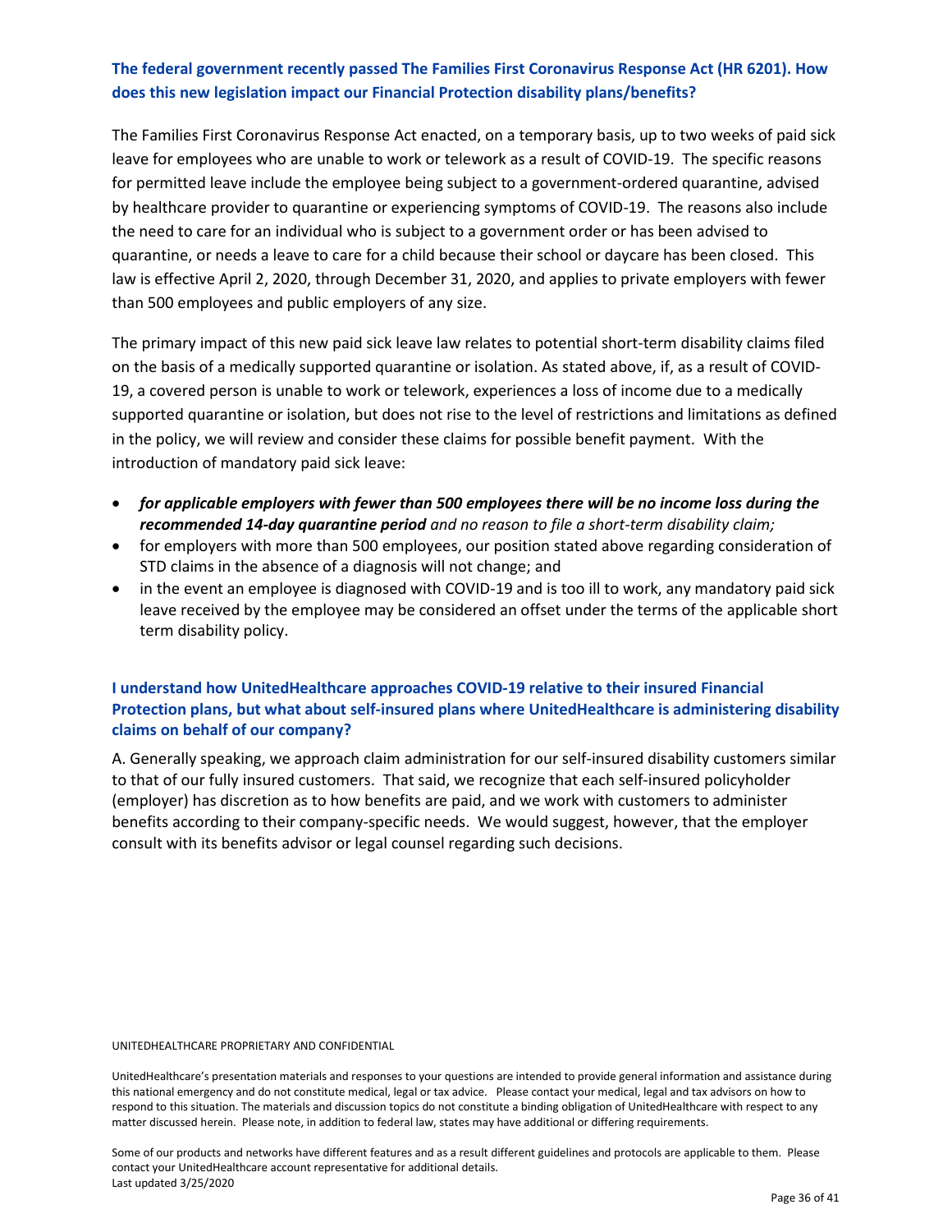**The federal government recently passed The Families First Coronavirus Response Act (HR 6201). How does this new legislation impact our Financial Protection disability plans/benefits?**

The Families First Coronavirus Response Act enacted, on a temporary basis, up to two weeks of paid sick leave for employees who are unable to work or telework as a result of COVID-19. The specific reasons for permitted leave include the employee being subject to a government-ordered quarantine, advised by healthcare provider to quarantine or experiencing symptoms of COVID-19. The reasons also include the need to care for an individual who is subject to a government order or has been advised to quarantine, or needs a leave to care for a child because their school or daycare has been closed. This law is effective April 2, 2020, through December 31, 2020, and applies to private employers with fewer than 500 employees and public employers of any size.

The primary impact of this new paid sick leave law relates to potential short-term disability claims filed on the basis of a medically supported quarantine or isolation. As stated above, if, as a result of COVID-19, a covered person is unable to work or telework, experiences a loss of income due to a medically supported quarantine or isolation, but does not rise to the level of restrictions and limitations as defined in the policy, we will review and consider these claims for possible benefit payment. With the introduction of mandatory paid sick leave:

- ***for applicable employers with fewer than 500 employees there will be no income loss during the recommended 14-day quarantine period*** *and no reason to file a short-term disability claim;*
- for employers with more than 500 employees, our position stated above regarding consideration of STD claims in the absence of a diagnosis will not change; and
- in the event an employee is diagnosed with COVID-19 and is too ill to work, any mandatory paid sick leave received by the employee may be considered an offset under the terms of the applicable short term disability policy.

**I understand how UnitedHealthcare approaches COVID-19 relative to their insured Financial Protection plans, but what about self-insured plans where UnitedHealthcare is administering disability claims on behalf of our company?**

A. Generally speaking, we approach claim administration for our self-insured disability customers similar to that of our fully insured customers. That said, we recognize that each self-insured policyholder (employer) has discretion as to how benefits are paid, and we work with customers to administer benefits according to their company-specific needs. We would suggest, however, that the employer consult with its benefits advisor or legal counsel regarding such decisions.

UNITEDHEALTHCARE PROPRIETARY AND CONFIDENTIAL

UnitedHealthcare's presentation materials and responses to your questions are intended to provide general information and assistance during this national emergency and do not constitute medical, legal or tax advice. Please contact your medical, legal and tax advisors on how to respond to this situation. The materials and discussion topics do not constitute a binding obligation of UnitedHealthcare with respect to any matter discussed herein. Please note, in addition to federal law, states may have additional or differing requirements.

Some of our products and networks have different features and as a result different guidelines and protocols are applicable to them. Please contact your UnitedHealthcare account representative for additional details.
Last updated 3/25/2020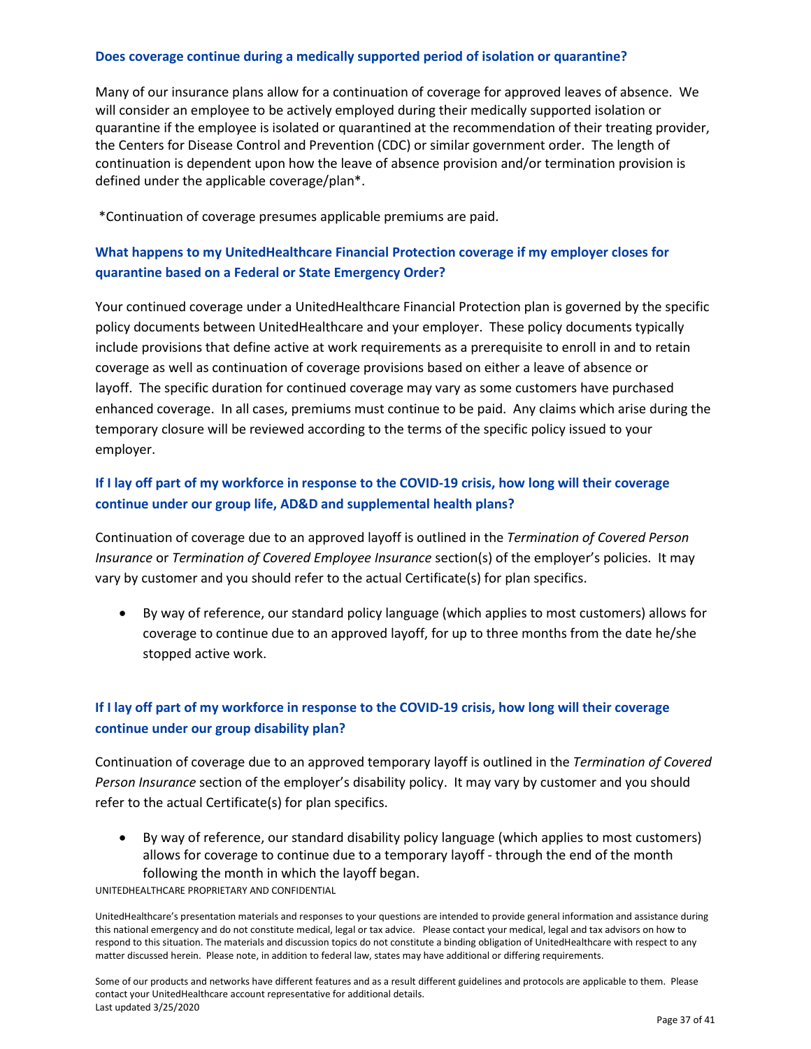### Does coverage continue during a medically supported period of isolation or quarantine?

Many of our insurance plans allow for a continuation of coverage for approved leaves of absence. We will consider an employee to be actively employed during their medically supported isolation or quarantine if the employee is isolated or quarantined at the recommendation of their treating provider, the Centers for Disease Control and Prevention (CDC) or similar government order. The length of continuation is dependent upon how the leave of absence provision and/or termination provision is defined under the applicable coverage/plan*.

*Continuation of coverage presumes applicable premiums are paid.

### What happens to my UnitedHealthcare Financial Protection coverage if my employer closes for quarantine based on a Federal or State Emergency Order?

Your continued coverage under a UnitedHealthcare Financial Protection plan is governed by the specific policy documents between UnitedHealthcare and your employer. These policy documents typically include provisions that define active at work requirements as a prerequisite to enroll in and to retain coverage as well as continuation of coverage provisions based on either a leave of absence or layoff. The specific duration for continued coverage may vary as some customers have purchased enhanced coverage. In all cases, premiums must continue to be paid. Any claims which arise during the temporary closure will be reviewed according to the terms of the specific policy issued to your employer.

### If I lay off part of my workforce in response to the COVID-19 crisis, how long will their coverage continue under our group life, AD&D and supplemental health plans?

Continuation of coverage due to an approved layoff is outlined in the *Termination of Covered Person Insurance* or *Termination of Covered Employee Insurance* section(s) of the employer's policies. It may vary by customer and you should refer to the actual Certificate(s) for plan specifics.

- By way of reference, our standard policy language (which applies to most customers) allows for coverage to continue due to an approved layoff, for up to three months from the date he/she stopped active work.

### If I lay off part of my workforce in response to the COVID-19 crisis, how long will their coverage continue under our group disability plan?

Continuation of coverage due to an approved temporary layoff is outlined in the *Termination of Covered Person Insurance* section of the employer's disability policy. It may vary by customer and you should refer to the actual Certificate(s) for plan specifics.

- By way of reference, our standard disability policy language (which applies to most customers) allows for coverage to continue due to a temporary layoff - through the end of the month following the month in which the layoff began.

UNITEDHEALTHCARE PROPRIETARY AND CONFIDENTIAL

UnitedHealthcare's presentation materials and responses to your questions are intended to provide general information and assistance during this national emergency and do not constitute medical, legal or tax advice. Please contact your medical, legal and tax advisors on how to respond to this situation. The materials and discussion topics do not constitute a binding obligation of UnitedHealthcare with respect to any matter discussed herein. Please note, in addition to federal law, states may have additional or differing requirements.

Some of our products and networks have different features and as a result different guidelines and protocols are applicable to them. Please contact your UnitedHealthcare account representative for additional details.
Last updated 3/25/2020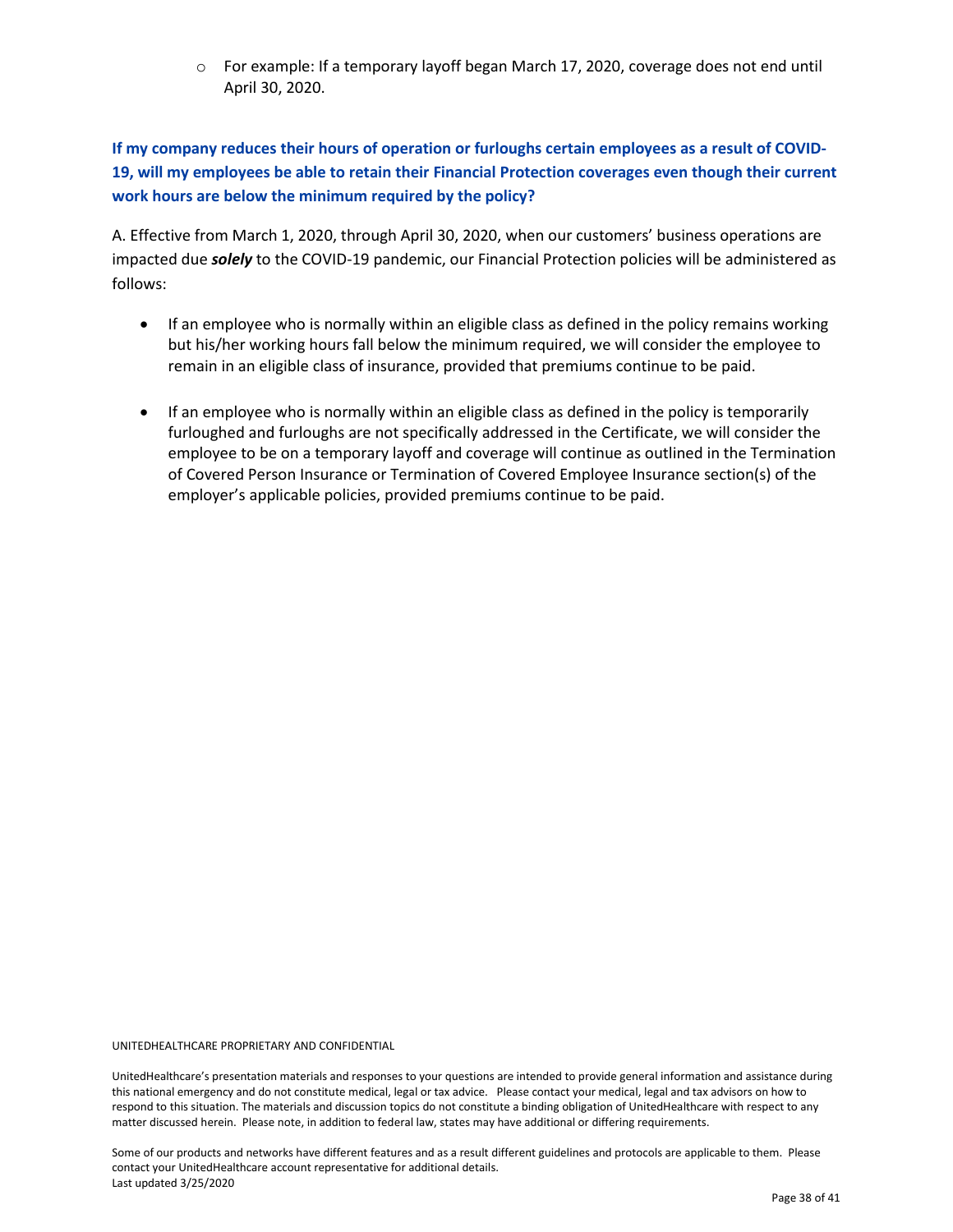- For example: If a temporary layoff began March 17, 2020, coverage does not end until April 30, 2020.

**If my company reduces their hours of operation or furloughs certain employees as a result of COVID-19, will my employees be able to retain their Financial Protection coverages even though their current work hours are below the minimum required by the policy?**

A. Effective from March 1, 2020, through April 30, 2020, when our customers' business operations are impacted due ***solely*** to the COVID-19 pandemic, our Financial Protection policies will be administered as follows:

- If an employee who is normally within an eligible class as defined in the policy remains working but his/her working hours fall below the minimum required, we will consider the employee to remain in an eligible class of insurance, provided that premiums continue to be paid.
- If an employee who is normally within an eligible class as defined in the policy is temporarily furloughed and furloughs are not specifically addressed in the Certificate, we will consider the employee to be on a temporary layoff and coverage will continue as outlined in the Termination of Covered Person Insurance or Termination of Covered Employee Insurance section(s) of the employer's applicable policies, provided premiums continue to be paid.

UNITEDHEALTHCARE PROPRIETARY AND CONFIDENTIAL

UnitedHealthcare's presentation materials and responses to your questions are intended to provide general information and assistance during this national emergency and do not constitute medical, legal or tax advice. Please contact your medical, legal and tax advisors on how to respond to this situation. The materials and discussion topics do not constitute a binding obligation of UnitedHealthcare with respect to any matter discussed herein. Please note, in addition to federal law, states may have additional or differing requirements.

Some of our products and networks have different features and as a result different guidelines and protocols are applicable to them. Please contact your UnitedHealthcare account representative for additional details.
Last updated 3/25/2020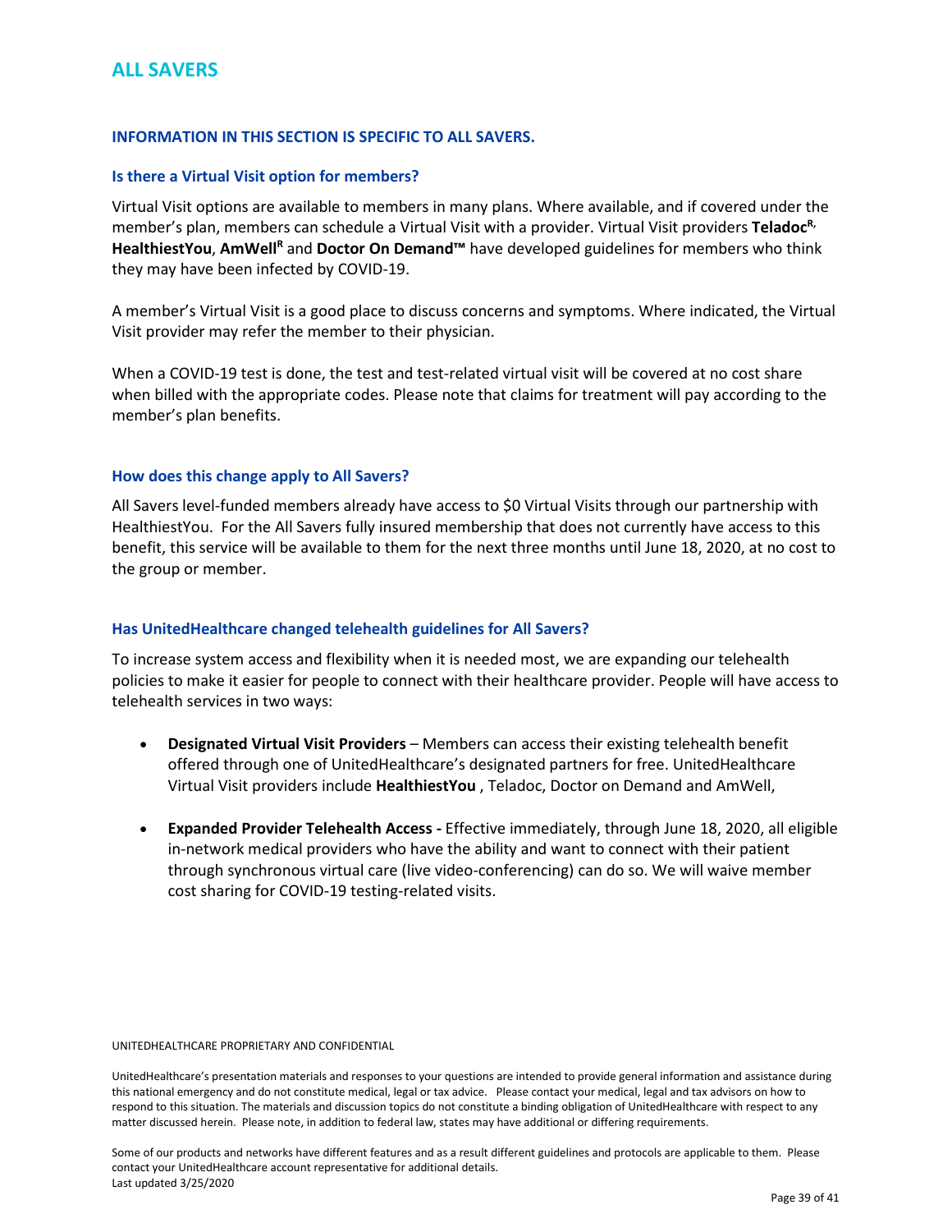# ALL SAVERS

**INFORMATION IN THIS SECTION IS SPECIFIC TO ALL SAVERS.**

### Is there a Virtual Visit option for members?

Virtual Visit options are available to members in many plans. Where available, and if covered under the member's plan, members can schedule a Virtual Visit with a provider. Virtual Visit providers **Teladoc**[R,] **HealthiestYou**, **AmWell**[R] and **Doctor On Demand™** have developed guidelines for members who think they may have been infected by COVID-19.

A member's Virtual Visit is a good place to discuss concerns and symptoms. Where indicated, the Virtual Visit provider may refer the member to their physician.

When a COVID-19 test is done, the test and test-related virtual visit will be covered at no cost share when billed with the appropriate codes. Please note that claims for treatment will pay according to the member's plan benefits.

### How does this change apply to All Savers?

All Savers level-funded members already have access to $0 Virtual Visits through our partnership with HealthiestYou. For the All Savers fully insured membership that does not currently have access to this benefit, this service will be available to them for the next three months until June 18, 2020, at no cost to the group or member.

### Has UnitedHealthcare changed telehealth guidelines for All Savers?

To increase system access and flexibility when it is needed most, we are expanding our telehealth policies to make it easier for people to connect with their healthcare provider. People will have access to telehealth services in two ways:

- **Designated Virtual Visit Providers** – Members can access their existing telehealth benefit offered through one of UnitedHealthcare's designated partners for free. UnitedHealthcare Virtual Visit providers include **HealthiestYou** , Teladoc, Doctor on Demand and AmWell,
- **Expanded Provider Telehealth Access -** Effective immediately, through June 18, 2020, all eligible in-network medical providers who have the ability and want to connect with their patient through synchronous virtual care (live video-conferencing) can do so. We will waive member cost sharing for COVID-19 testing-related visits.

UNITEDHEALTHCARE PROPRIETARY AND CONFIDENTIAL

UnitedHealthcare's presentation materials and responses to your questions are intended to provide general information and assistance during this national emergency and do not constitute medical, legal or tax advice. Please contact your medical, legal and tax advisors on how to respond to this situation. The materials and discussion topics do not constitute a binding obligation of UnitedHealthcare with respect to any matter discussed herein. Please note, in addition to federal law, states may have additional or differing requirements.

Some of our products and networks have different features and as a result different guidelines and protocols are applicable to them. Please contact your UnitedHealthcare account representative for additional details.
Last updated 3/25/2020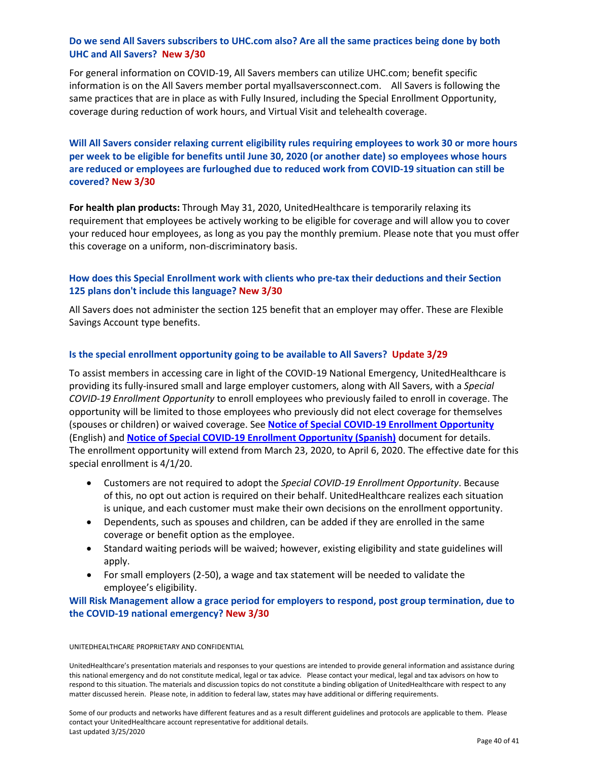### Do we send All Savers subscribers to UHC.com also? Are all the same practices being done by both UHC and All Savers? New 3/30

For general information on COVID-19, All Savers members can utilize UHC.com; benefit specific information is on the All Savers member portal myallsaversconnect.com. All Savers is following the same practices that are in place as with Fully Insured, including the Special Enrollment Opportunity, coverage during reduction of work hours, and Virtual Visit and telehealth coverage.

### Will All Savers consider relaxing current eligibility rules requiring employees to work 30 or more hours per week to be eligible for benefits until June 30, 2020 (or another date) so employees whose hours are reduced or employees are furloughed due to reduced work from COVID-19 situation can still be covered? New 3/30

**For health plan products:** Through May 31, 2020, UnitedHealthcare is temporarily relaxing its requirement that employees be actively working to be eligible for coverage and will allow you to cover your reduced hour employees, as long as you pay the monthly premium. Please note that you must offer this coverage on a uniform, non-discriminatory basis.

### How does this Special Enrollment work with clients who pre-tax their deductions and their Section 125 plans don't include this language? New 3/30

All Savers does not administer the section 125 benefit that an employer may offer. These are Flexible Savings Account type benefits.

### Is the special enrollment opportunity going to be available to All Savers? Update 3/29

To assist members in accessing care in light of the COVID-19 National Emergency, UnitedHealthcare is providing its fully-insured small and large employer customers, along with All Savers, with a *Special COVID-19 Enrollment Opportunity* to enroll employees who previously failed to enroll in coverage. The opportunity will be limited to those employees who previously did not elect coverage for themselves (spouses or children) or waived coverage. See **Notice of Special COVID-19 Enrollment Opportunity** (English) and **Notice of Special COVID-19 Enrollment Opportunity (Spanish)** document for details. The enrollment opportunity will extend from March 23, 2020, to April 6, 2020. The effective date for this special enrollment is 4/1/20.

- Customers are not required to adopt the *Special COVID-19 Enrollment Opportunity*. Because of this, no opt out action is required on their behalf. UnitedHealthcare realizes each situation is unique, and each customer must make their own decisions on the enrollment opportunity.
- Dependents, such as spouses and children, can be added if they are enrolled in the same coverage or benefit option as the employee.
- Standard waiting periods will be waived; however, existing eligibility and state guidelines will apply.
- For small employers (2-50), a wage and tax statement will be needed to validate the employee's eligibility.

### Will Risk Management allow a grace period for employers to respond, post group termination, due to the COVID-19 national emergency? New 3/30

UNITEDHEALTHCARE PROPRIETARY AND CONFIDENTIAL

UnitedHealthcare's presentation materials and responses to your questions are intended to provide general information and assistance during this national emergency and do not constitute medical, legal or tax advice. Please contact your medical, legal and tax advisors on how to respond to this situation. The materials and discussion topics do not constitute a binding obligation of UnitedHealthcare with respect to any matter discussed herein. Please note, in addition to federal law, states may have additional or differing requirements.

Some of our products and networks have different features and as a result different guidelines and protocols are applicable to them. Please contact your UnitedHealthcare account representative for additional details.
Last updated 3/25/2020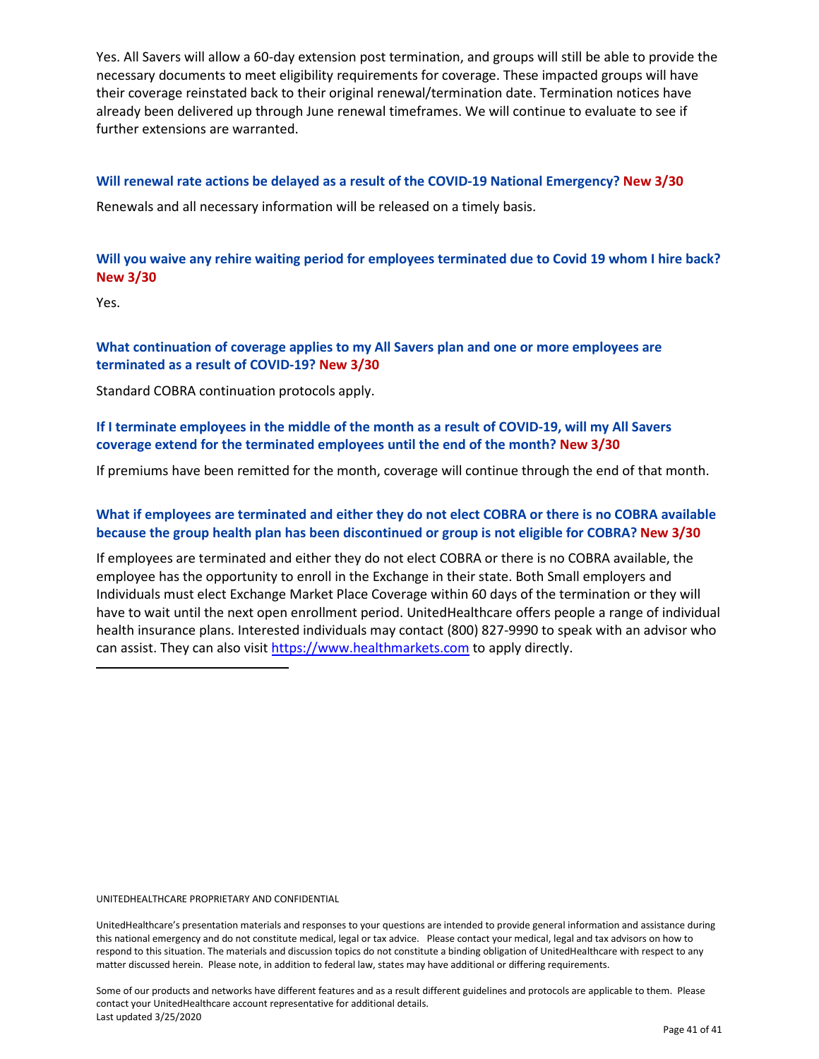Yes. All Savers will allow a 60-day extension post termination, and groups will still be able to provide the necessary documents to meet eligibility requirements for coverage. These impacted groups will have their coverage reinstated back to their original renewal/termination date. Termination notices have already been delivered up through June renewal timeframes. We will continue to evaluate to see if further extensions are warranted.

### Will renewal rate actions be delayed as a result of the COVID-19 National Emergency? New 3/30

Renewals and all necessary information will be released on a timely basis.

### Will you waive any rehire waiting period for employees terminated due to Covid 19 whom I hire back? New 3/30

Yes.

### What continuation of coverage applies to my All Savers plan and one or more employees are terminated as a result of COVID-19? New 3/30

Standard COBRA continuation protocols apply.

### If I terminate employees in the middle of the month as a result of COVID-19, will my All Savers coverage extend for the terminated employees until the end of the month? New 3/30

If premiums have been remitted for the month, coverage will continue through the end of that month.

### What if employees are terminated and either they do not elect COBRA or there is no COBRA available because the group health plan has been discontinued or group is not eligible for COBRA? New 3/30

If employees are terminated and either they do not elect COBRA or there is no COBRA available, the employee has the opportunity to enroll in the Exchange in their state. Both Small employers and Individuals must elect Exchange Market Place Coverage within 60 days of the termination or they will have to wait until the next open enrollment period. UnitedHealthcare offers people a range of individual health insurance plans. Interested individuals may contact (800) 827-9990 to speak with an advisor who can assist. They can also visit [https://www.healthmarkets.com](https://www.healthmarkets.com) to apply directly.

---

UNITEDHEALTHCARE PROPRIETARY AND CONFIDENTIAL

UnitedHealthcare's presentation materials and responses to your questions are intended to provide general information and assistance during this national emergency and do not constitute medical, legal or tax advice. Please contact your medical, legal and tax advisors on how to respond to this situation. The materials and discussion topics do not constitute a binding obligation of UnitedHealthcare with respect to any matter discussed herein. Please note, in addition to federal law, states may have additional or differing requirements.

Some of our products and networks have different features and as a result different guidelines and protocols are applicable to them. Please contact your UnitedHealthcare account representative for additional details.
Last updated 3/25/2020